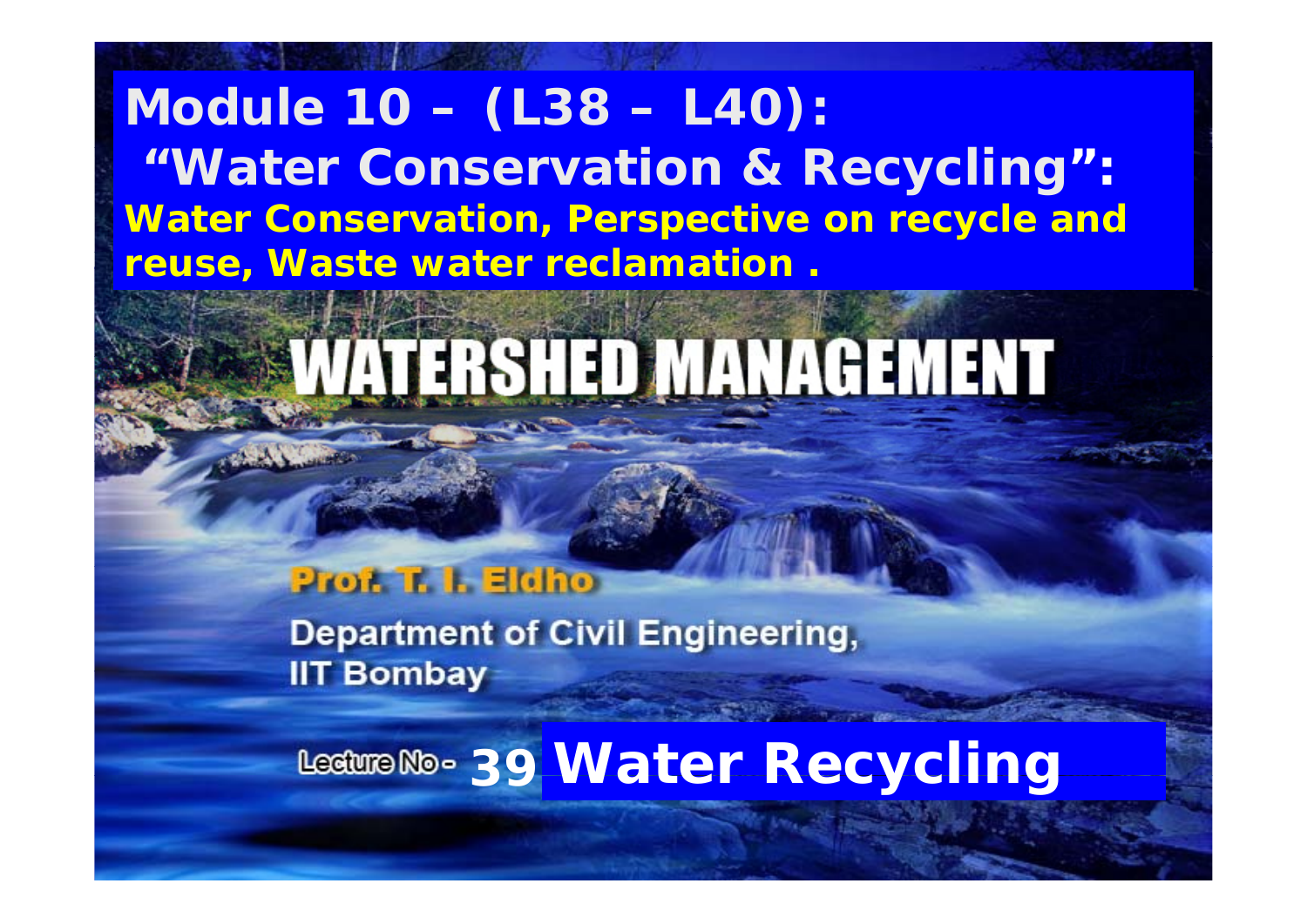# Module 10 – (L38 – L40): "Water Conservation & Recycling":

**Water Conservation, Perspective on recycle and reuse, Waste water reclamation .**

# WATERSHED MANAGEMENT

**Prof. T. I. Eldho**

Department of Civil Engineering,
IIT Bombay

## Lecture No - 39 Water Recycling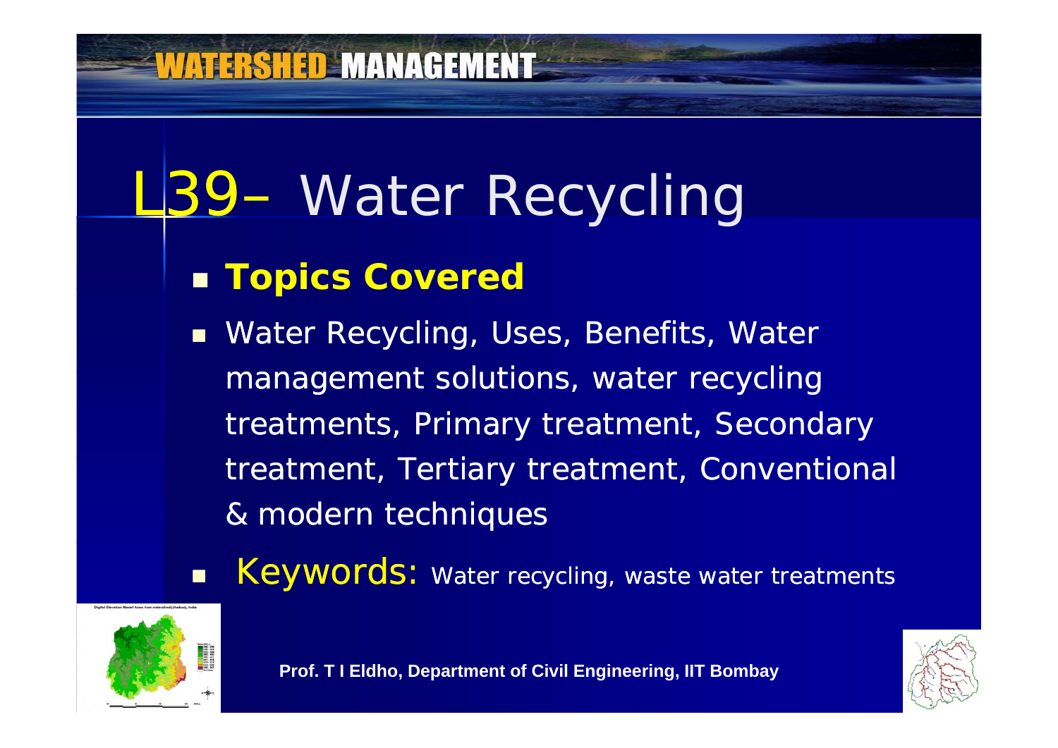# L39– Water Recycling

- **Topics Covered**
- Water Recycling, Uses, Benefits, Water management solutions, water recycling treatments, Primary treatment, Secondary treatment, Tertiary treatment, Conventional & modern techniques
- Keywords: Water recycling, waste water treatments

Prof. T I Eldho, Department of Civil Engineering, IIT Bombay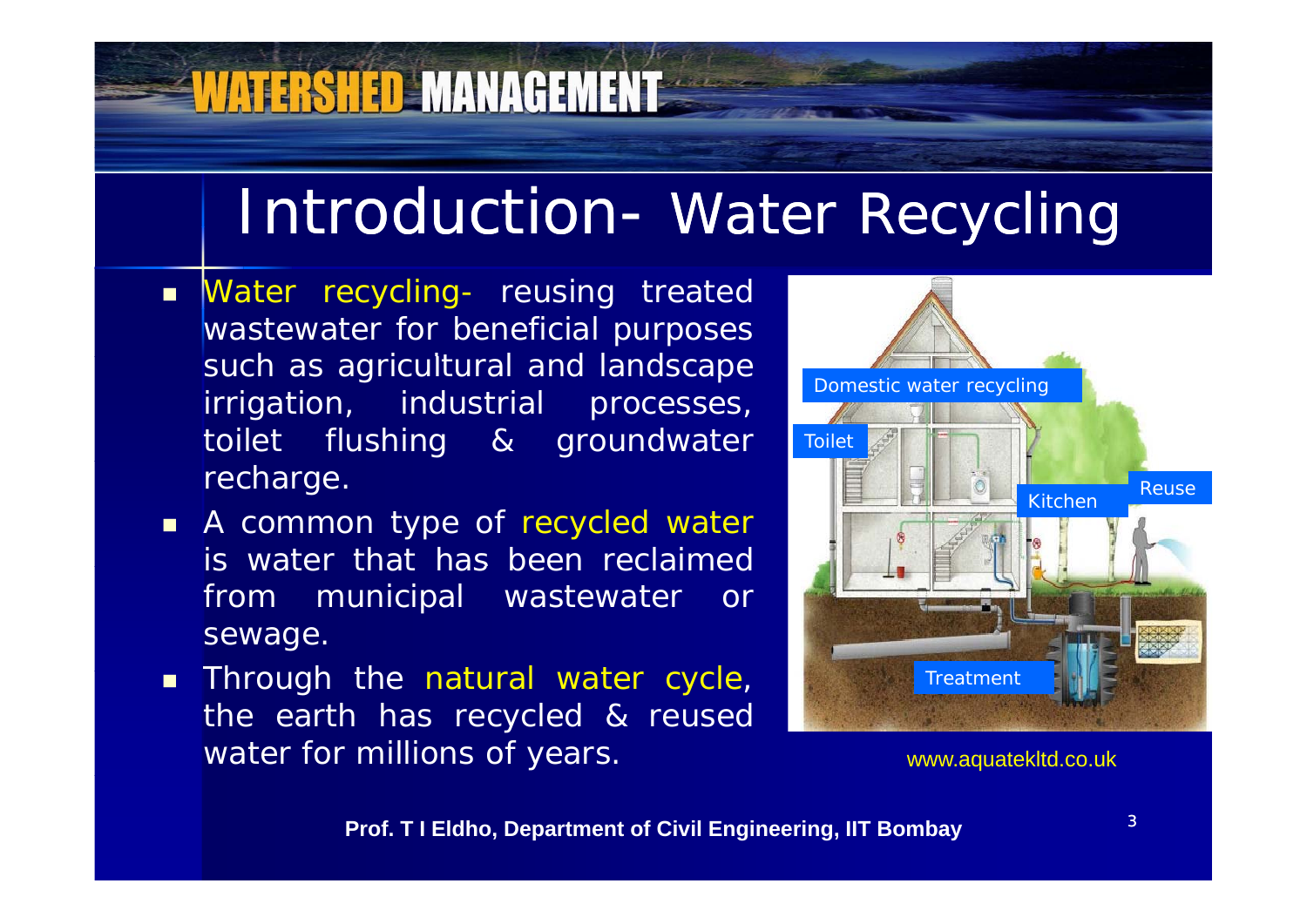# Introduction- Water Recycling

- Water recycling- reusing treated wastewater for beneficial purposes such as agricultural and landscape irrigation, industrial processes, toilet flushing & groundwater recharge.
- A common type of recycled water is water that has been reclaimed from municipal wastewater or sewage.
- Through the natural water cycle, the earth has recycled & reused water for millions of years.

Domestic water recycling

Toilet

Kitchen

Reuse

Treatment

www.aquatekltd.co.uk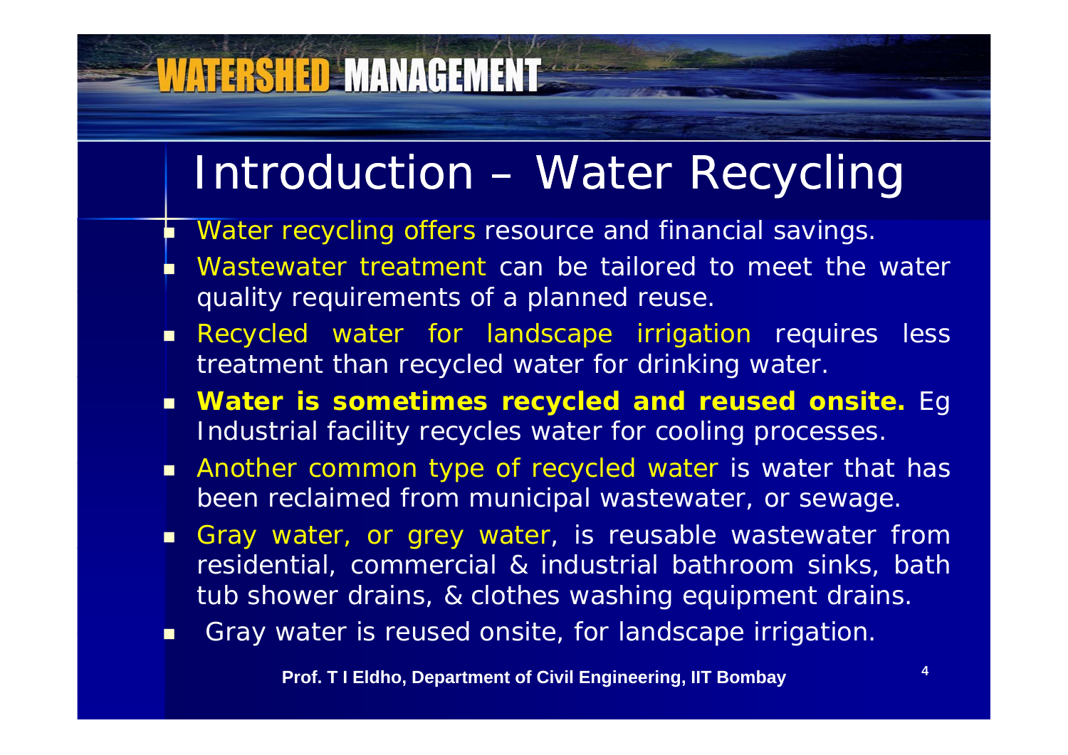# Introduction – Water Recycling

- Water recycling offers resource and financial savings.
- Wastewater treatment can be tailored to meet the water quality requirements of a planned reuse.
- Recycled water for landscape irrigation requires less treatment than recycled water for drinking water.
- **Water is sometimes recycled and reused onsite.** Eg Industrial facility recycles water for cooling processes.
- Another common type of recycled water is water that has been reclaimed from municipal wastewater, or sewage.
- Gray water, or grey water, is reusable wastewater from residential, commercial & industrial bathroom sinks, bath tub shower drains, & clothes washing equipment drains.
- Gray water is reused onsite, for landscape irrigation.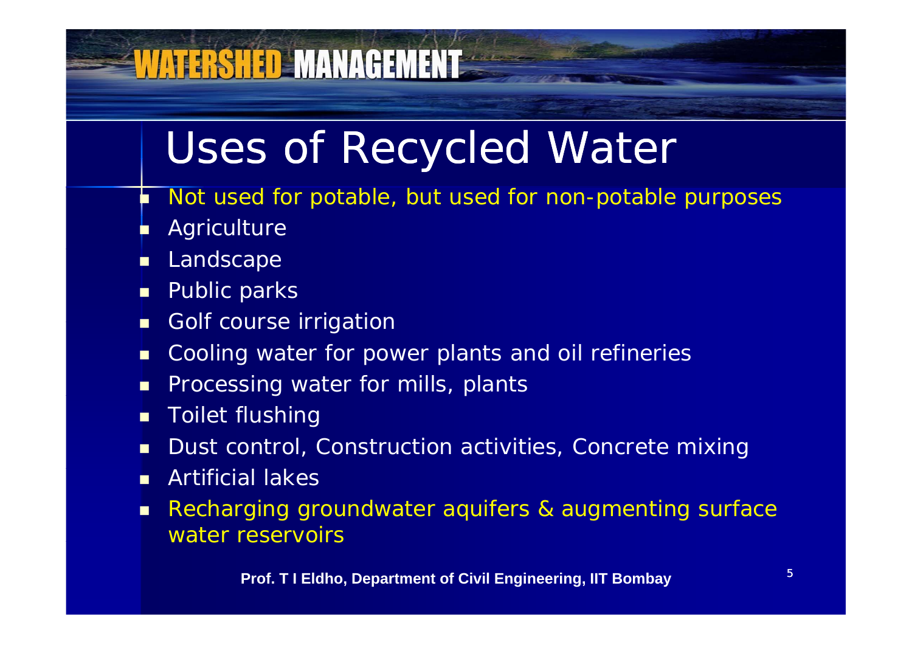# Uses of Recycled Water

- Not used for potable, but used for non-potable purposes
- Agriculture
- Landscape
- Public parks
- Golf course irrigation
- Cooling water for power plants and oil refineries
- Processing water for mills, plants
- Toilet flushing
- Dust control, Construction activities, Concrete mixing
- Artificial lakes
- Recharging groundwater aquifers & augmenting surface water reservoirs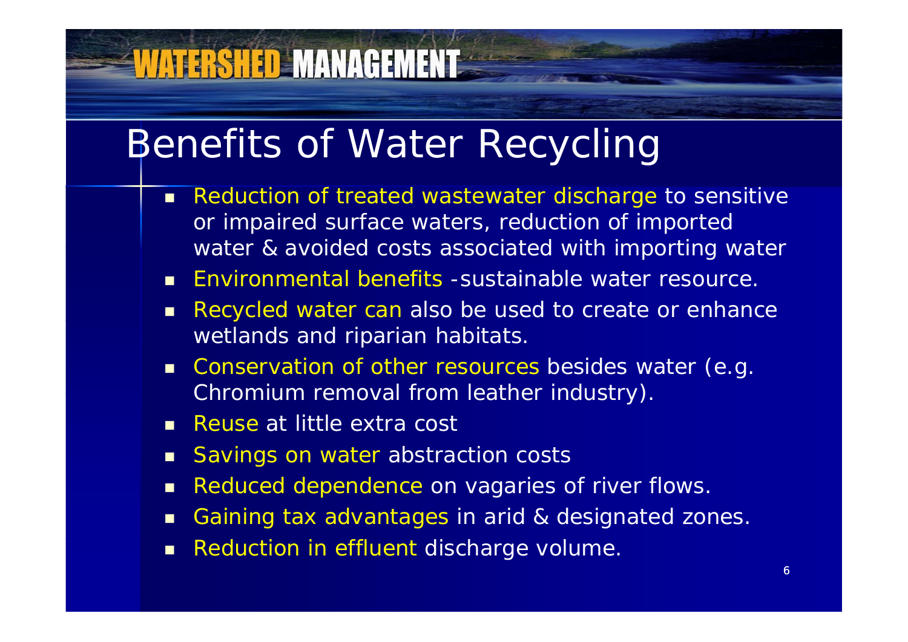# Benefits of Water Recycling

- Reduction of treated wastewater discharge to sensitive or impaired surface waters, reduction of imported water & avoided costs associated with importing water
- Environmental benefits -sustainable water resource.
- Recycled water can also be used to create or enhance wetlands and riparian habitats.
- Conservation of other resources besides water (e.g. Chromium removal from leather industry).
- Reuse at little extra cost
- Savings on water abstraction costs
- Reduced dependence on vagaries of river flows.
- Gaining tax advantages in arid & designated zones.
- Reduction in effluent discharge volume.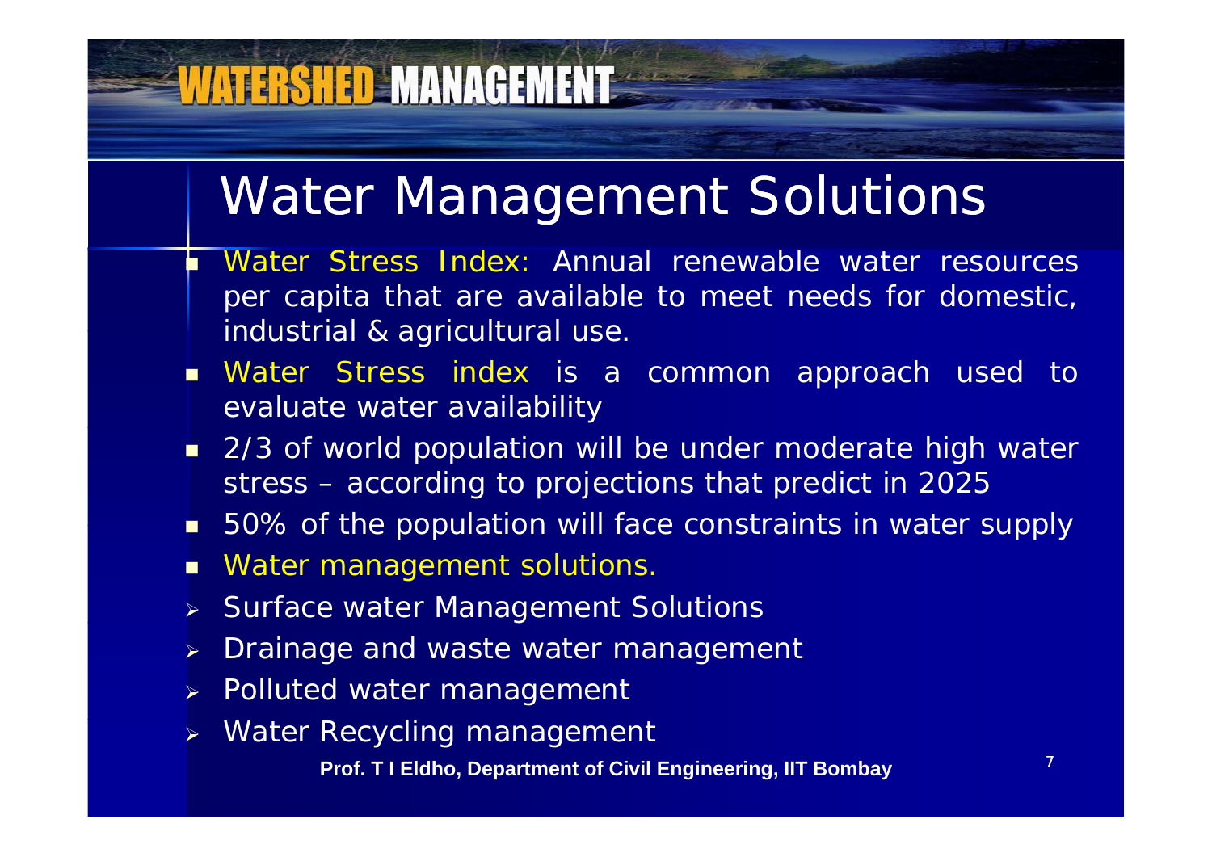# Water Management Solutions

- Water Stress Index: Annual renewable water resources per capita that are available to meet needs for domestic, industrial & agricultural use.
- Water Stress index is a common approach used to evaluate water availability
- 2/3 of world population will be under moderate high water stress – according to projections that predict in 2025
- 50% of the population will face constraints in water supply
- Water management solutions.
  - Surface water Management Solutions
  - Drainage and waste water management
  - Polluted water management
  - Water Recycling management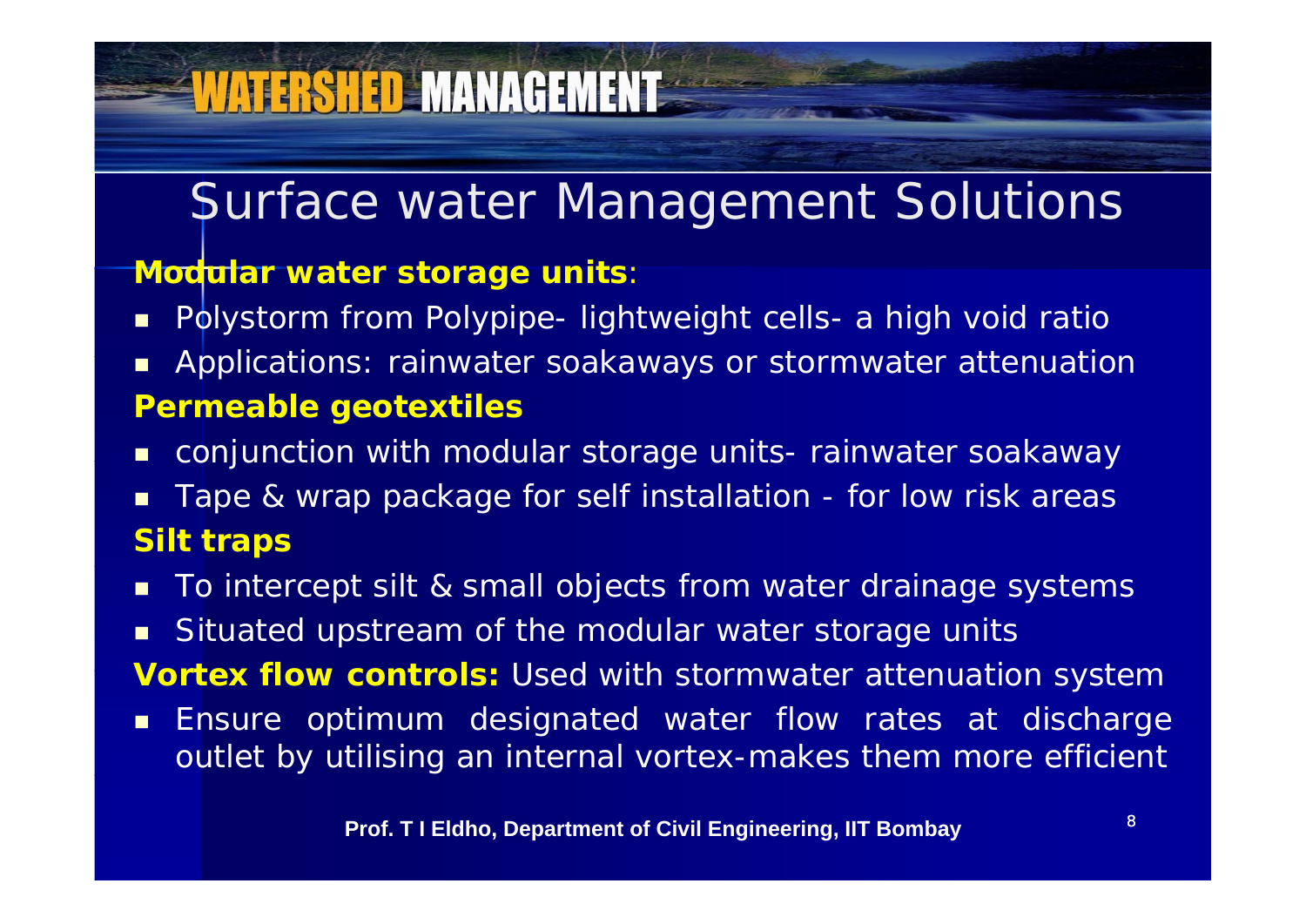# Surface water Management Solutions

**Modular water storage units**:

- Polystorm from Polypipe- lightweight cells- a high void ratio
- Applications: rainwater soakaways or stormwater attenuation

**Permeable geotextiles**

- conjunction with modular storage units- rainwater soakaway
- Tape & wrap package for self installation - for low risk areas

**Silt traps**

- To intercept silt & small objects from water drainage systems
- Situated upstream of the modular water storage units

**Vortex flow controls:** Used with stormwater attenuation system

- Ensure optimum designated water flow rates at discharge outlet by utilising an internal vortex-makes them more efficient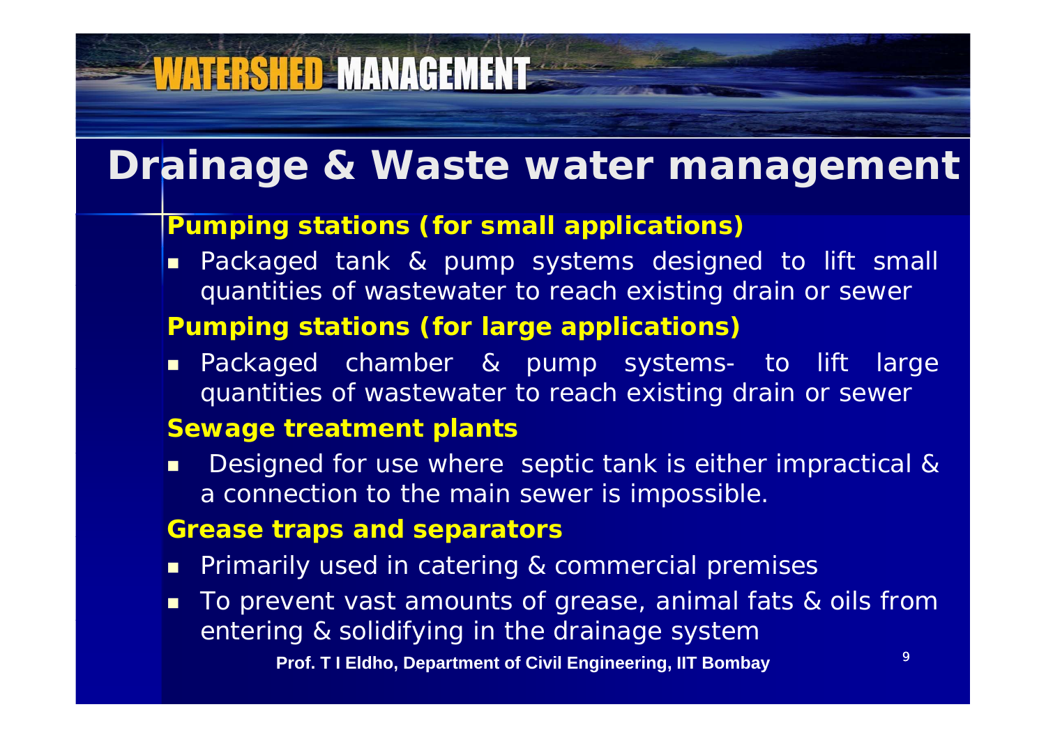# Drainage & Waste water management

### Pumping stations (for small applications)

- Packaged tank & pump systems designed to lift small quantities of wastewater to reach existing drain or sewer

### Pumping stations (for large applications)

- Packaged chamber & pump systems- to lift large quantities of wastewater to reach existing drain or sewer

### Sewage treatment plants

- Designed for use where septic tank is either impractical & a connection to the main sewer is impossible.

### Grease traps and separators

- Primarily used in catering & commercial premises
- To prevent vast amounts of grease, animal fats & oils from entering & solidifying in the drainage system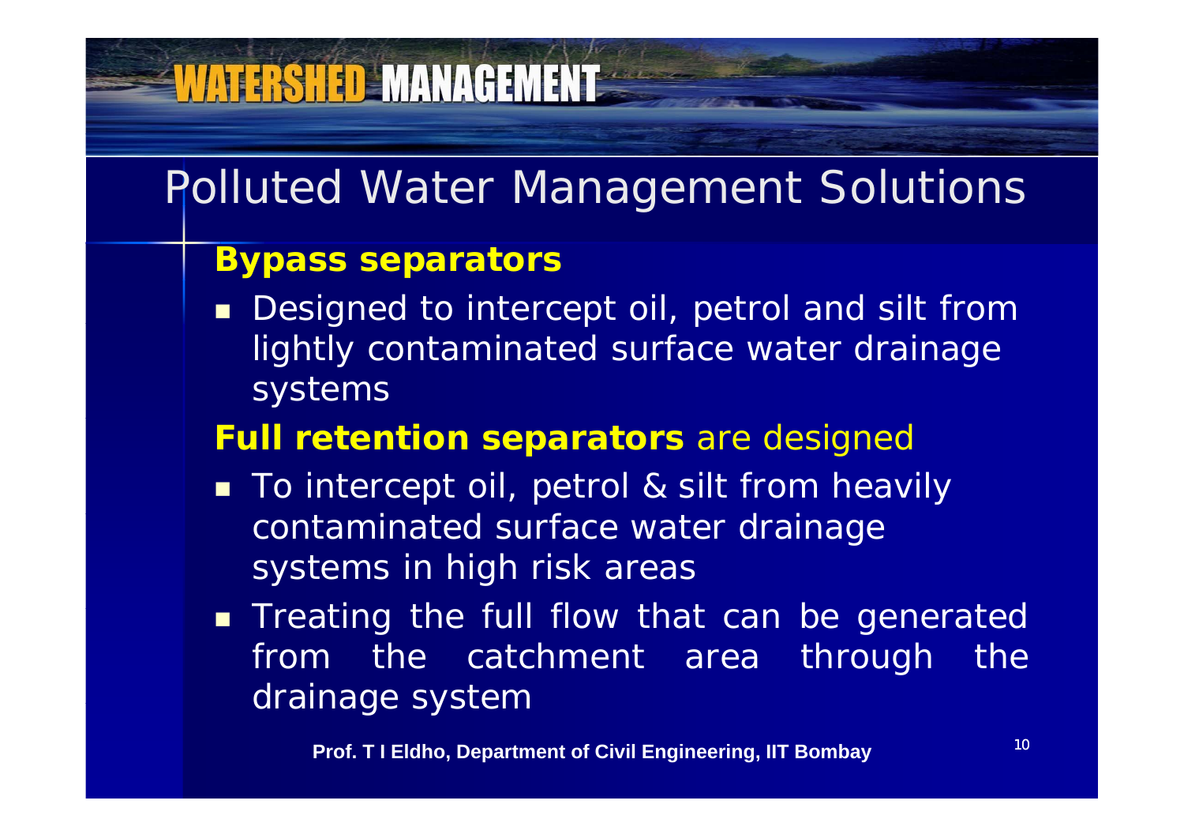# Polluted Water Management Solutions

**Bypass separators**

- Designed to intercept oil, petrol and silt from lightly contaminated surface water drainage systems

**Full retention separators** are designed

- To intercept oil, petrol & silt from heavily contaminated surface water drainage systems in high risk areas
- Treating the full flow that can be generated from the catchment area through the drainage system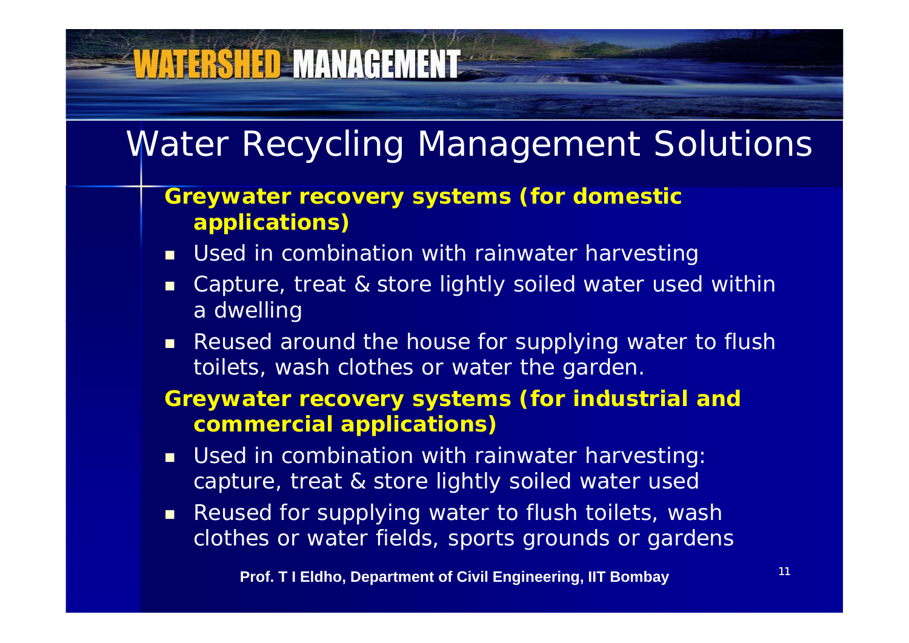# Water Recycling Management Solutions

**Greywater recovery systems (for domestic applications)**

- Used in combination with rainwater harvesting
- Capture, treat & store lightly soiled water used within a dwelling
- Reused around the house for supplying water to flush toilets, wash clothes or water the garden.

**Greywater recovery systems (for industrial and commercial applications)**

- Used in combination with rainwater harvesting: capture, treat & store lightly soiled water used
- Reused for supplying water to flush toilets, wash clothes or water fields, sports grounds or gardens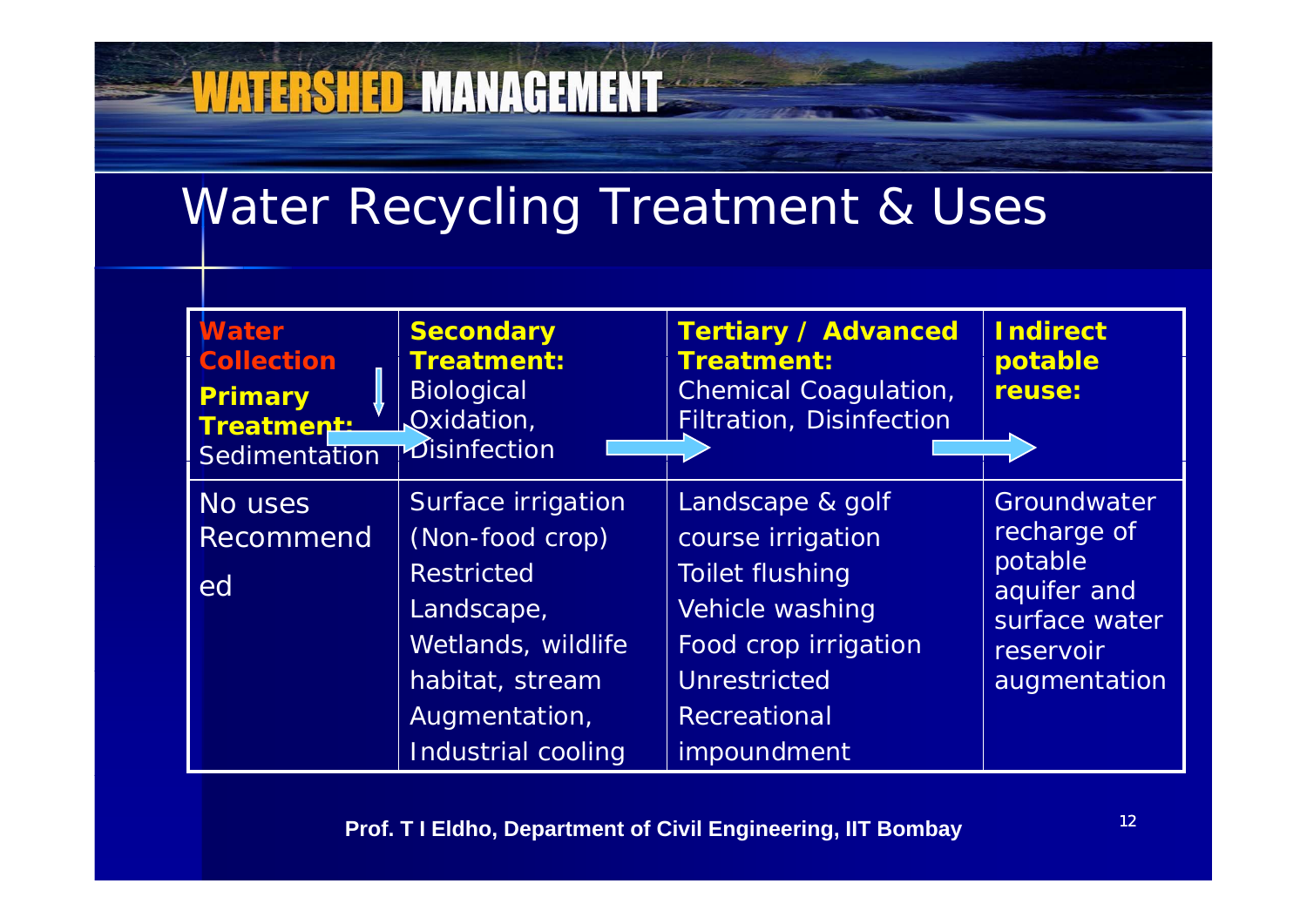# Water Recycling Treatment & Uses

| **Water Collection** **Primary Treatment:** Sedimentation | **Secondary Treatment:** Biological Oxidation, Disinfection | **Tertiary / Advanced Treatment:** Chemical Coagulation, Filtration, Disinfection | **Indirect potable reuse:** |
|---|---|---|---|
| No uses Recommended | Surface irrigation (Non-food crop) Restricted Landscape, Wetlands, wildlife habitat, stream Augmentation, Industrial cooling | Landscape & golf course irrigation Toilet flushing Vehicle washing Food crop irrigation Unrestricted Recreational impoundment | Groundwater recharge of potable aquifer and surface water reservoir augmentation |

**Prof. T I Eldho, Department of Civil Engineering, IIT Bombay**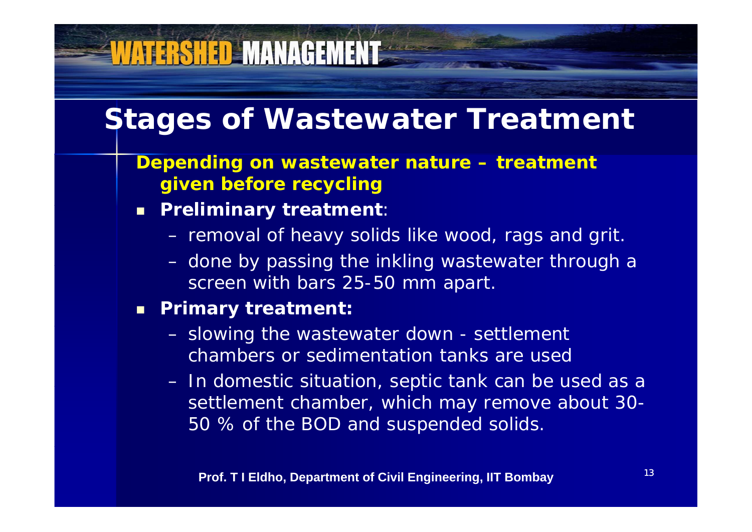# Stages of Wastewater Treatment

**Depending on wastewater nature – treatment given before recycling**

- **Preliminary treatment**:
  - removal of heavy solids like wood, rags and grit.
  - done by passing the inkling wastewater through a screen with bars 25-50 mm apart.
- **Primary treatment:**
  - slowing the wastewater down - settlement chambers or sedimentation tanks are used
  - In domestic situation, septic tank can be used as a settlement chamber, which may remove about 30-50 % of the BOD and suspended solids.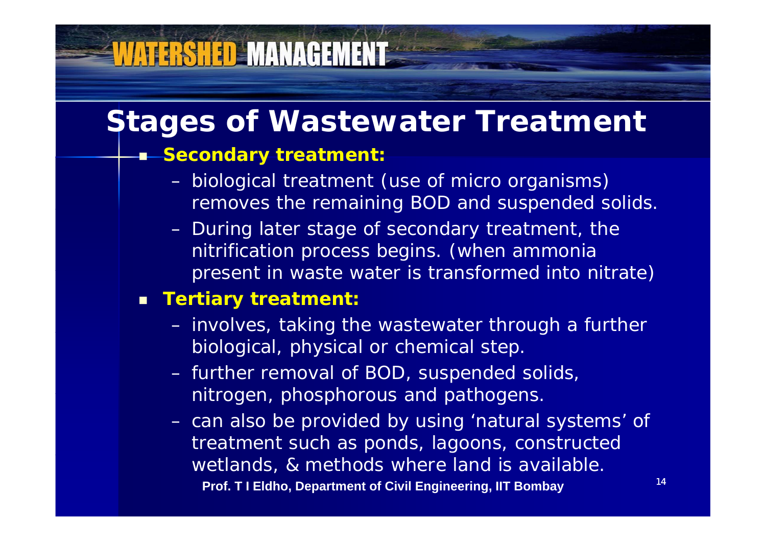# Stages of Wastewater Treatment

- **Secondary treatment:**
  - biological treatment (use of micro organisms) removes the remaining BOD and suspended solids.
  - During later stage of secondary treatment, the nitrification process begins. (when ammonia present in waste water is transformed into nitrate)
- **Tertiary treatment:**
  - involves, taking the wastewater through a further biological, physical or chemical step.
  - further removal of BOD, suspended solids, nitrogen, phosphorous and pathogens.
  - can also be provided by using 'natural systems' of treatment such as ponds, lagoons, constructed wetlands, & methods where land is available.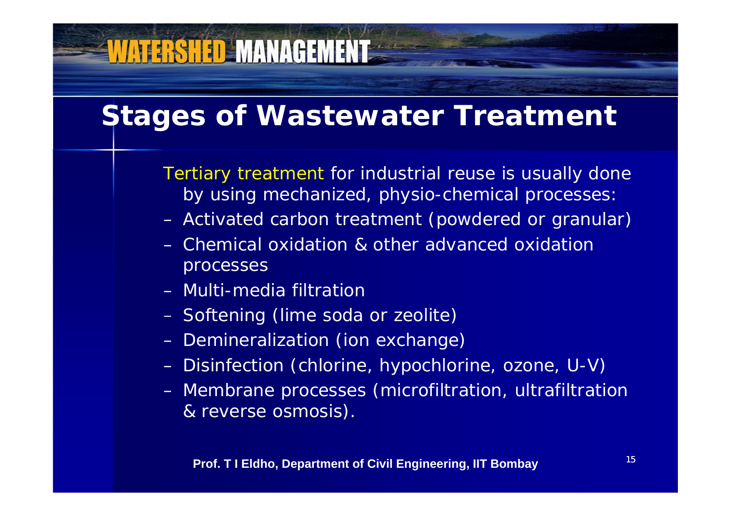# Stages of Wastewater Treatment

Tertiary treatment for industrial reuse is usually done by using mechanized, physio-chemical processes:

- Activated carbon treatment (powdered or granular)
- Chemical oxidation & other advanced oxidation processes
- Multi-media filtration
- Softening (lime soda or zeolite)
- Demineralization (ion exchange)
- Disinfection (chlorine, hypochlorine, ozone, U-V)
- Membrane processes (microfiltration, ultrafiltration & reverse osmosis).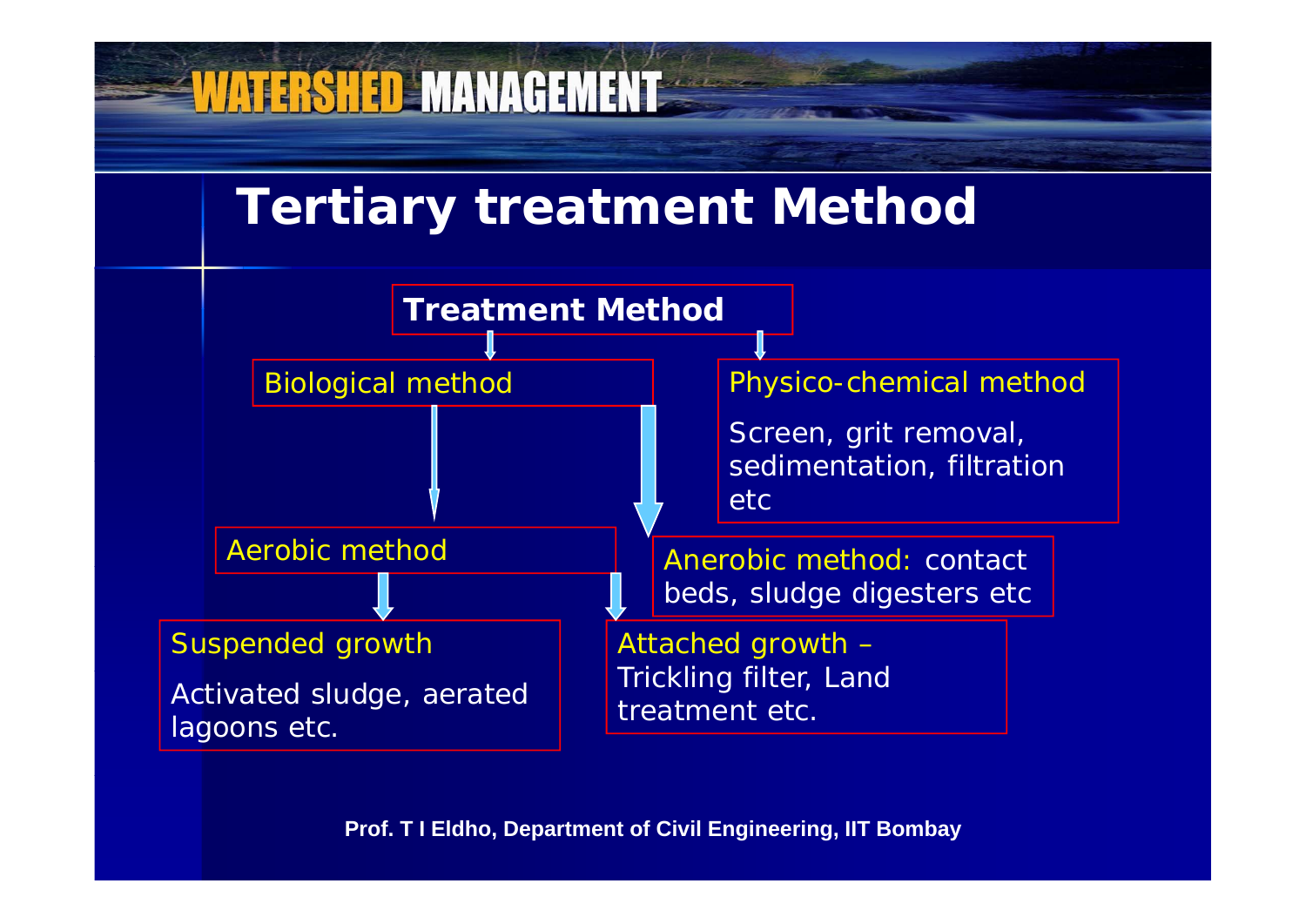# Tertiary treatment Method

**Treatment Method**

- Biological method
  - Aerobic method
    - Suspended growth

      Activated sludge, aerated lagoons etc.
    - Attached growth – Trickling filter, Land treatment etc.
  - Anerobic method: contact beds, sludge digesters etc
- Physico-chemical method

  Screen, grit removal, sedimentation, filtration etc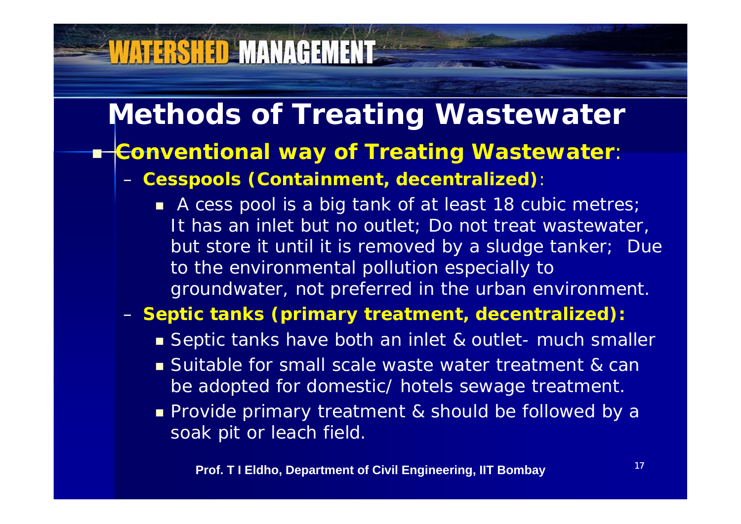# Methods of Treating Wastewater

- **Conventional way of Treating Wastewater**:
  - **Cesspools (Containment, decentralized)**:
    - A cess pool is a big tank of at least 18 cubic metres; It has an inlet but no outlet; Do not treat wastewater, but store it until it is removed by a sludge tanker; Due to the environmental pollution especially to groundwater, not preferred in the urban environment.
  - **Septic tanks (primary treatment, decentralized):**
    - Septic tanks have both an inlet & outlet- much smaller
    - Suitable for small scale waste water treatment & can be adopted for domestic/ hotels sewage treatment.
    - Provide primary treatment & should be followed by a soak pit or leach field.

**Prof. T I Eldho, Department of Civil Engineering, IIT Bombay**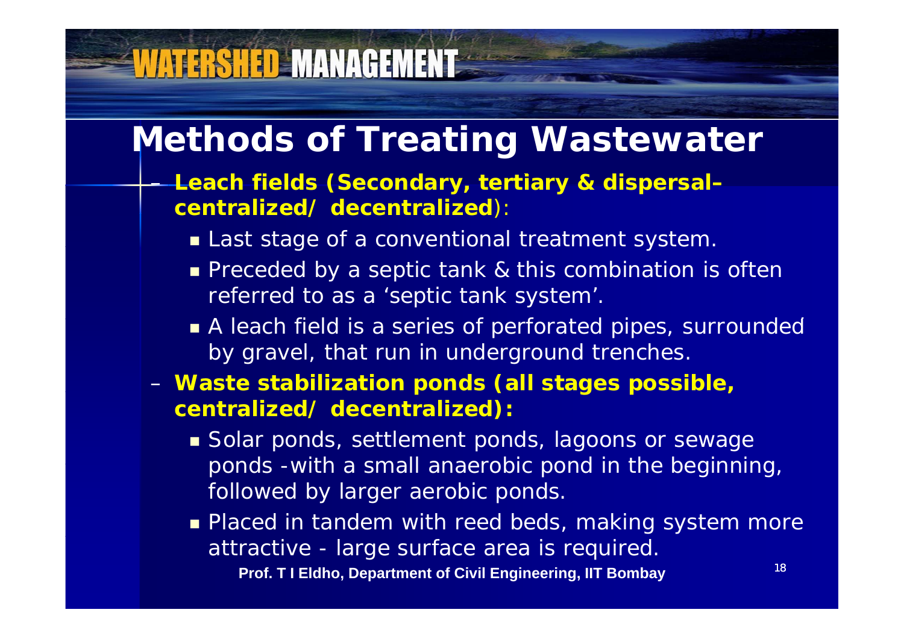# Methods of Treating Wastewater

- **Leach fields (Secondary, tertiary & dispersal– centralized/ decentralized)**:
  - Last stage of a conventional treatment system.
  - Preceded by a septic tank & this combination is often referred to as a 'septic tank system'.
  - A leach field is a series of perforated pipes, surrounded by gravel, that run in underground trenches.
- **Waste stabilization ponds (all stages possible, centralized/ decentralized):**
  - Solar ponds, settlement ponds, lagoons or sewage ponds -with a small anaerobic pond in the beginning, followed by larger aerobic ponds.
  - Placed in tandem with reed beds, making system more attractive - large surface area is required.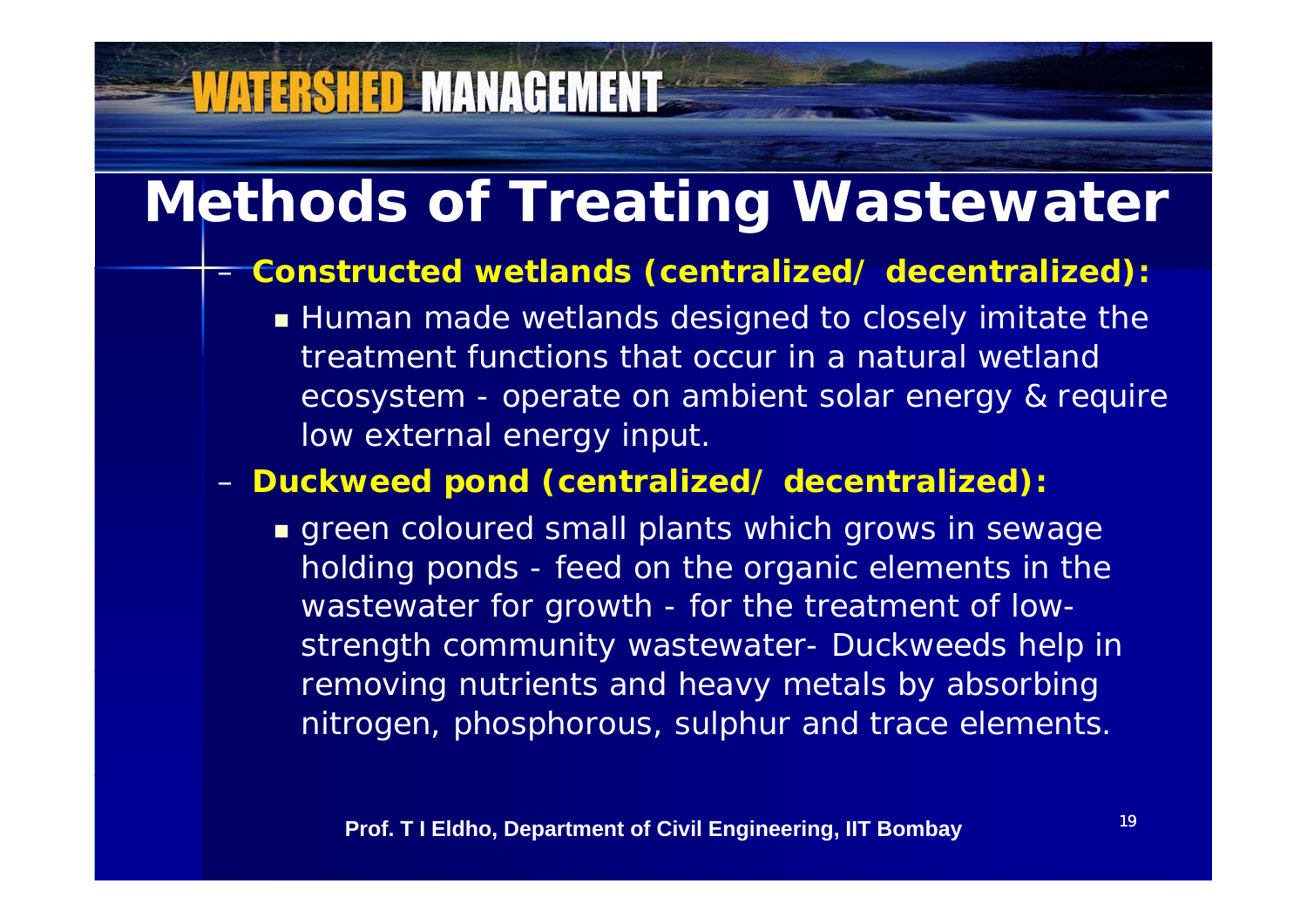# Methods of Treating Wastewater

- **Constructed wetlands (centralized/ decentralized):**
  - Human made wetlands designed to closely imitate the treatment functions that occur in a natural wetland ecosystem - operate on ambient solar energy & require low external energy input.
- **Duckweed pond (centralized/ decentralized):**
  - green coloured small plants which grows in sewage holding ponds - feed on the organic elements in the wastewater for growth - for the treatment of low-strength community wastewater- Duckweeds help in removing nutrients and heavy metals by absorbing nitrogen, phosphorous, sulphur and trace elements.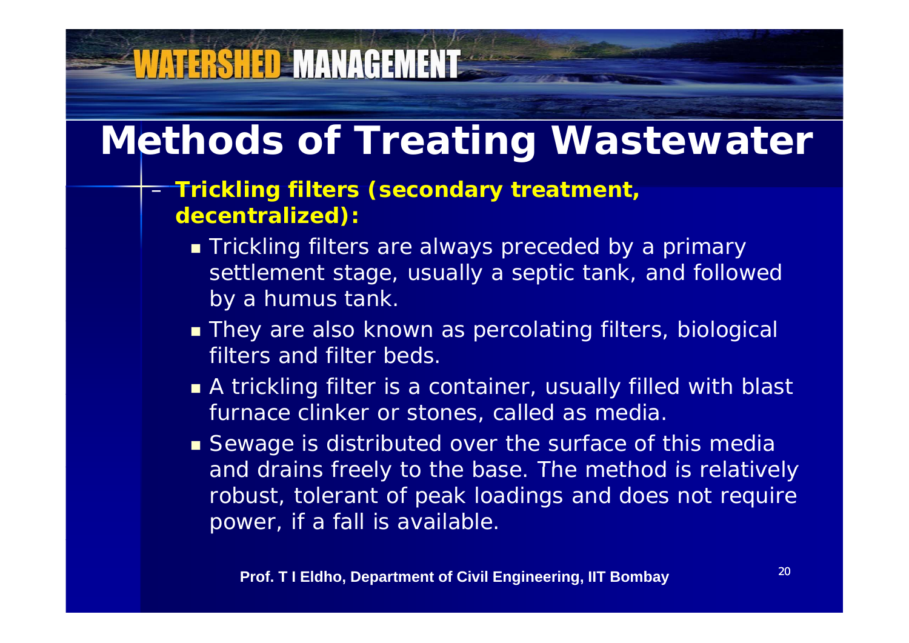# Methods of Treating Wastewater

- **Trickling filters (secondary treatment, decentralized):**
  - Trickling filters are always preceded by a primary settlement stage, usually a septic tank, and followed by a humus tank.
  - They are also known as percolating filters, biological filters and filter beds.
  - A trickling filter is a container, usually filled with blast furnace clinker or stones, called as media.
  - Sewage is distributed over the surface of this media and drains freely to the base. The method is relatively robust, tolerant of peak loadings and does not require power, if a fall is available.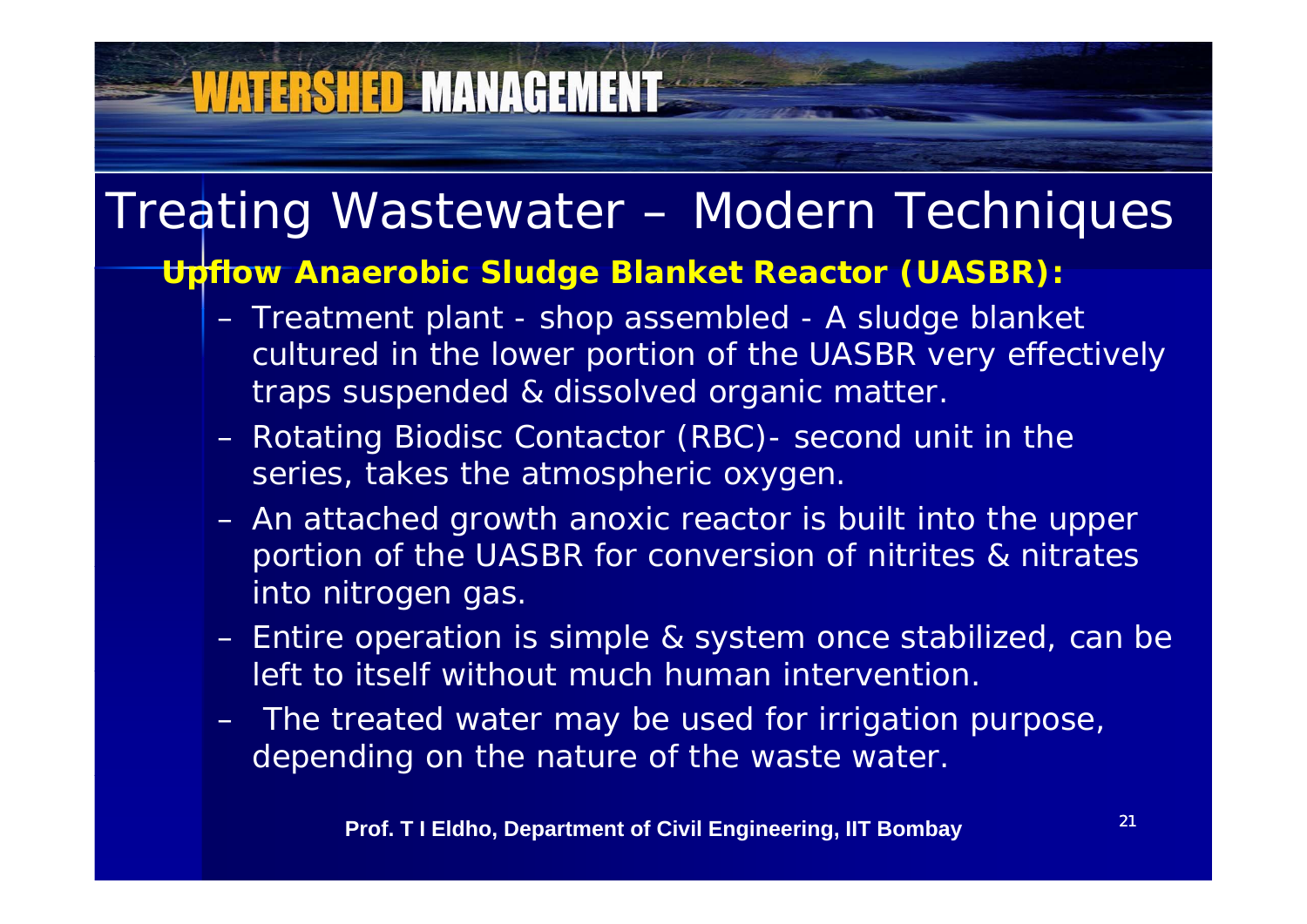# Treating Wastewater – Modern Techniques

**Upflow Anaerobic Sludge Blanket Reactor (UASBR):**

- Treatment plant - shop assembled - A sludge blanket cultured in the lower portion of the UASBR very effectively traps suspended & dissolved organic matter.
- Rotating Biodisc Contactor (RBC)- second unit in the series, takes the atmospheric oxygen.
- An attached growth anoxic reactor is built into the upper portion of the UASBR for conversion of nitrites & nitrates into nitrogen gas.
- Entire operation is simple & system once stabilized, can be left to itself without much human intervention.
- The treated water may be used for irrigation purpose, depending on the nature of the waste water.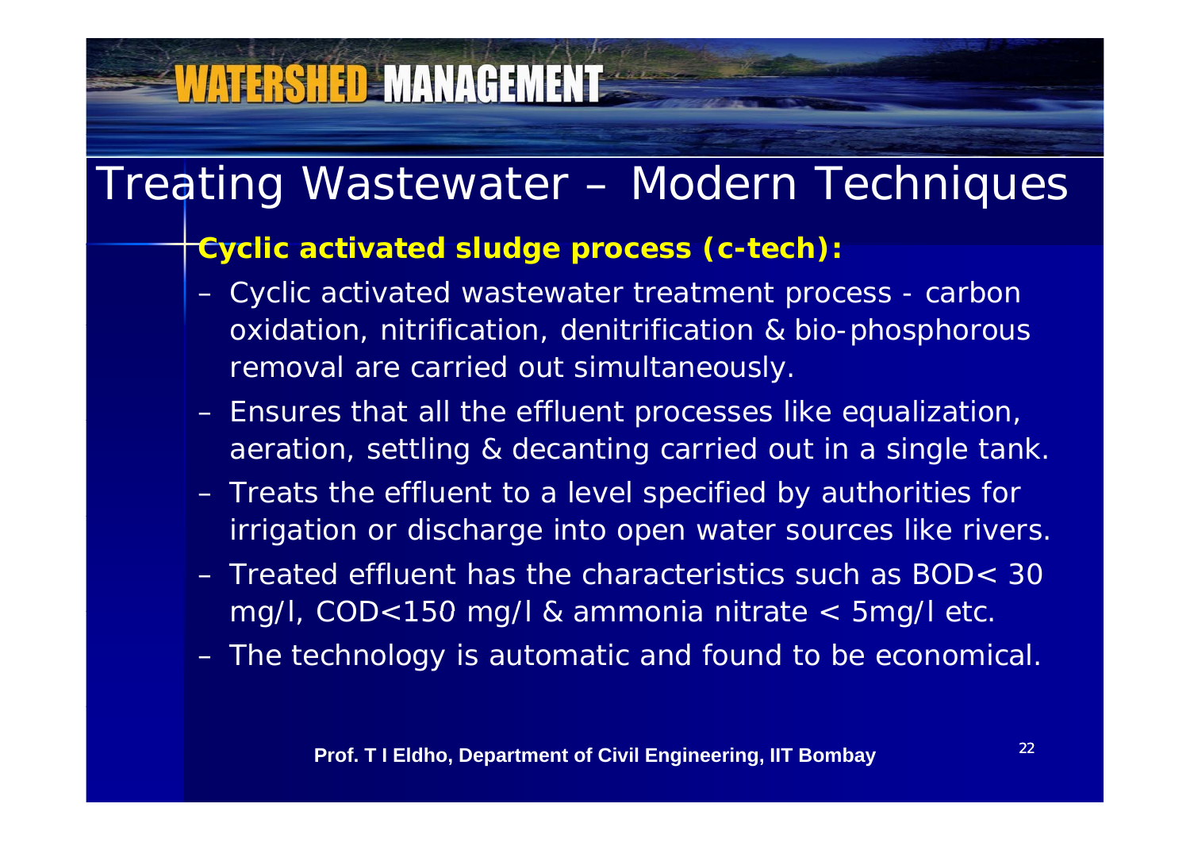# Treating Wastewater – Modern Techniques

**Cyclic activated sludge process (c-tech):**

- Cyclic activated wastewater treatment process - carbon oxidation, nitrification, denitrification & bio-phosphorous removal are carried out simultaneously.
- Ensures that all the effluent processes like equalization, aeration, settling & decanting carried out in a single tank.
- Treats the effluent to a level specified by authorities for irrigation or discharge into open water sources like rivers.
- Treated effluent has the characteristics such as BOD< 30 mg/l, COD<150 mg/l & ammonia nitrate < 5mg/l etc.
- The technology is automatic and found to be economical.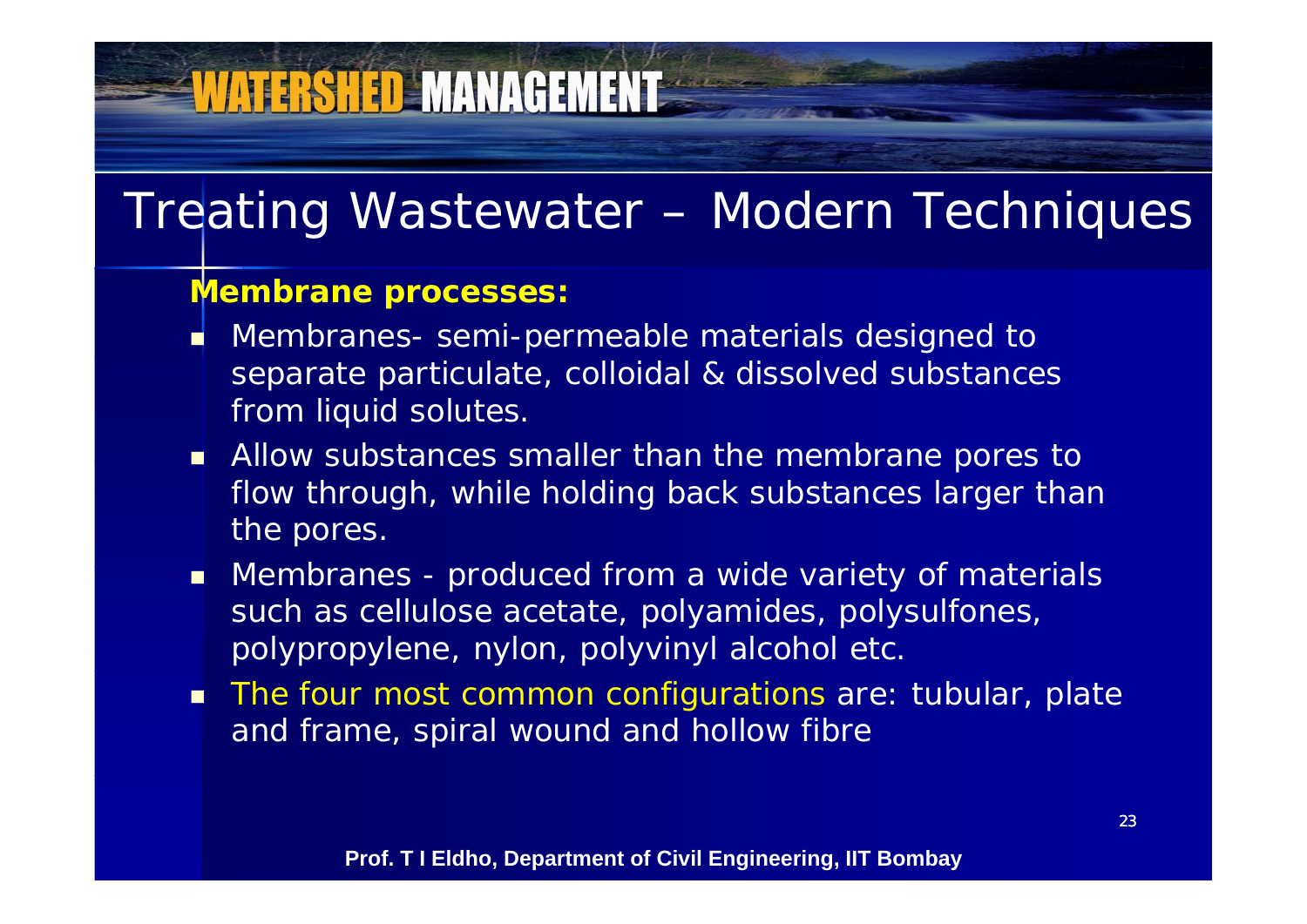# Treating Wastewater – Modern Techniques

**Membrane processes:**

- Membranes- semi-permeable materials designed to separate particulate, colloidal & dissolved substances from liquid solutes.
- Allow substances smaller than the membrane pores to flow through, while holding back substances larger than the pores.
- Membranes - produced from a wide variety of materials such as cellulose acetate, polyamides, polysulfones, polypropylene, nylon, polyvinyl alcohol etc.
- The four most common configurations are: tubular, plate and frame, spiral wound and hollow fibre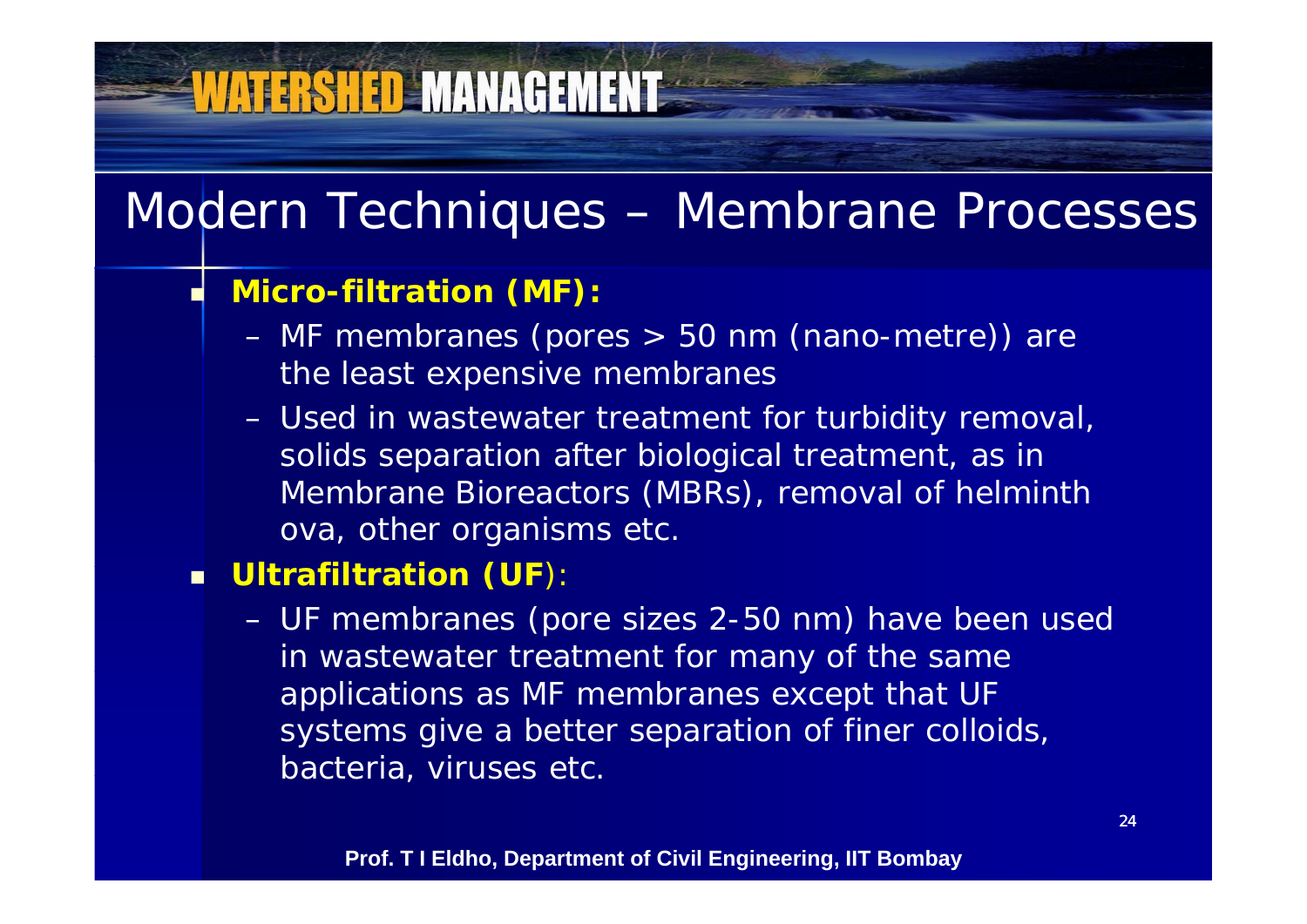# Modern Techniques – Membrane Processes

- **Micro-filtration (MF):**
  - MF membranes (pores > 50 nm (nano-metre)) are the least expensive membranes
  - Used in wastewater treatment for turbidity removal, solids separation after biological treatment, as in Membrane Bioreactors (MBRs), removal of helminth ova, other organisms etc.
- **Ultrafiltration (UF)**:
  - UF membranes (pore sizes 2-50 nm) have been used in wastewater treatment for many of the same applications as MF membranes except that UF systems give a better separation of finer colloids, bacteria, viruses etc.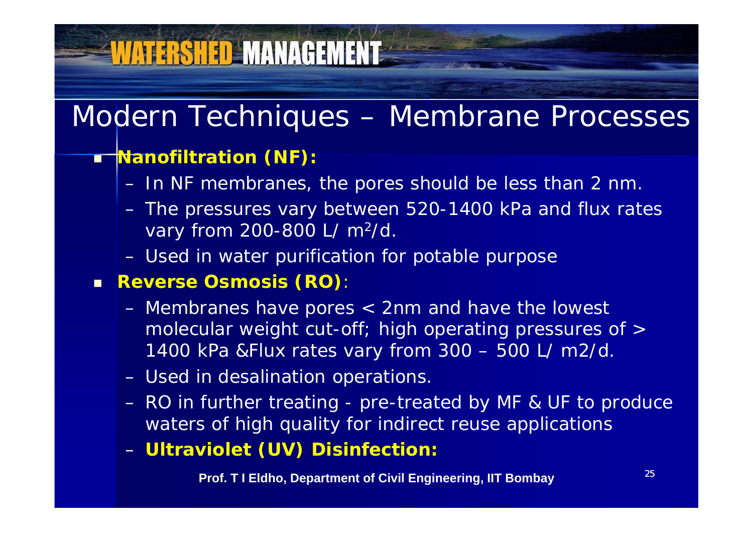# Modern Techniques – Membrane Processes

- **Nanofiltration (NF):**
  - In NF membranes, the pores should be less than 2 nm.
  - The pressures vary between 520-1400 kPa and flux rates vary from 200-800 L/ $m^2$/d.
  - Used in water purification for potable purpose
- **Reverse Osmosis (RO)**:
  - Membranes have pores < 2nm and have the lowest molecular weight cut-off; high operating pressures of > 1400 kPa &Flux rates vary from 300 – 500 L/ m2/d.
  - Used in desalination operations.
  - RO in further treating - pre-treated by MF & UF to produce waters of high quality for indirect reuse applications
  - **Ultraviolet (UV) Disinfection:**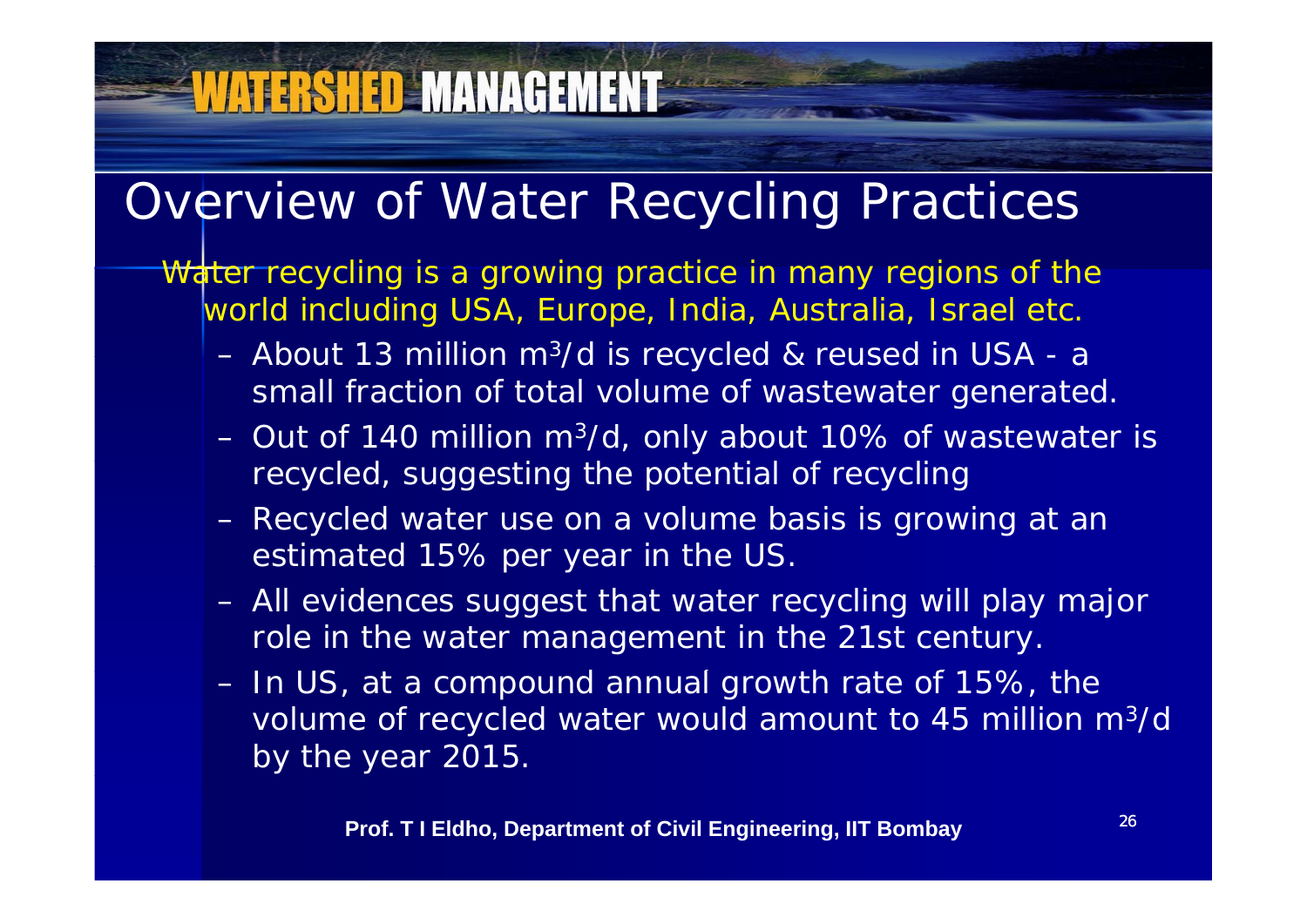## Overview of Water Recycling Practices

Water recycling is a growing practice in many regions of the world including USA, Europe, India, Australia, Israel etc.

- About 13 million $m^3/d$ is recycled & reused in USA - a small fraction of total volume of wastewater generated.
- Out of 140 million $m^3/d$, only about 10% of wastewater is recycled, suggesting the potential of recycling
- Recycled water use on a volume basis is growing at an estimated 15% per year in the US.
- All evidences suggest that water recycling will play major role in the water management in the 21st century.
- In US, at a compound annual growth rate of 15%, the volume of recycled water would amount to 45 million $m^3/d$ by the year 2015.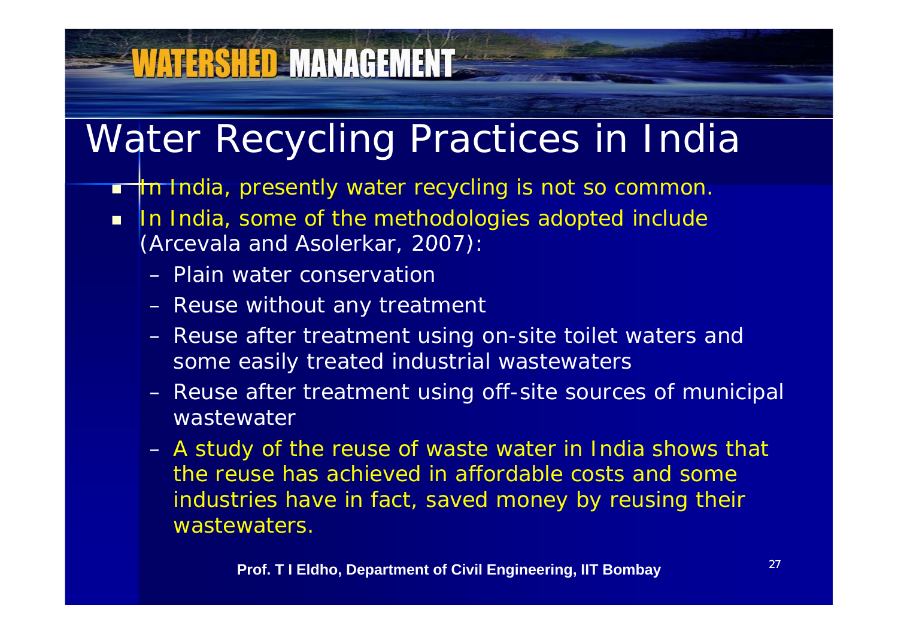# Water Recycling Practices in India

- In India, presently water recycling is not so common.
- In India, some of the methodologies adopted include (Arcevala and Asolerkar, 2007):
  - Plain water conservation
  - Reuse without any treatment
  - Reuse after treatment using on-site toilet waters and some easily treated industrial wastewaters
  - Reuse after treatment using off-site sources of municipal wastewater
  - A study of the reuse of waste water in India shows that the reuse has achieved in affordable costs and some industries have in fact, saved money by reusing their wastewaters.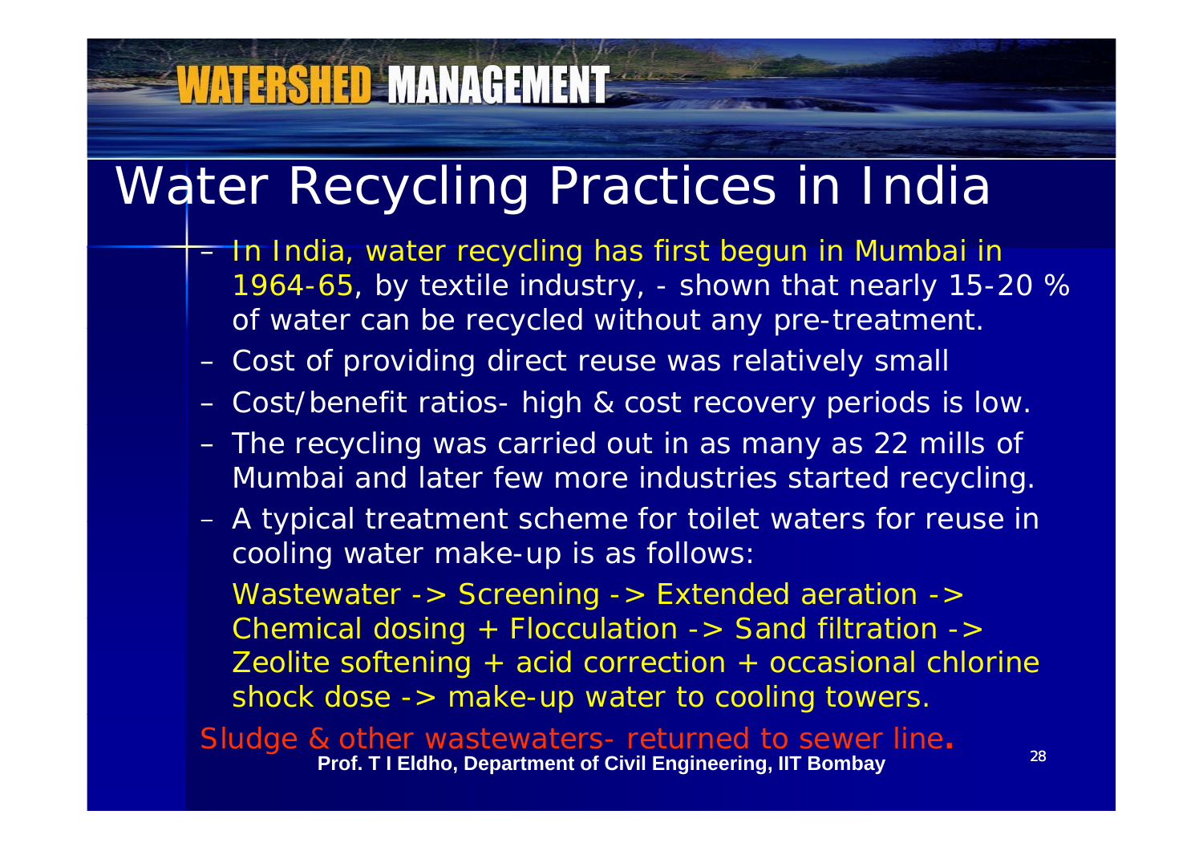# Water Recycling Practices in India

- In India, water recycling has first begun in Mumbai in 1964-65, by textile industry, - shown that nearly 15-20 % of water can be recycled without any pre-treatment.
- Cost of providing direct reuse was relatively small
- Cost/benefit ratios- high & cost recovery periods is low.
- The recycling was carried out in as many as 22 mills of Mumbai and later few more industries started recycling.
- A typical treatment scheme for toilet waters for reuse in cooling water make-up is as follows:

  Wastewater -> Screening -> Extended aeration -> Chemical dosing + Flocculation -> Sand filtration -> Zeolite softening + acid correction + occasional chlorine shock dose -> make-up water to cooling towers.

Sludge & other wastewaters- returned to sewer line.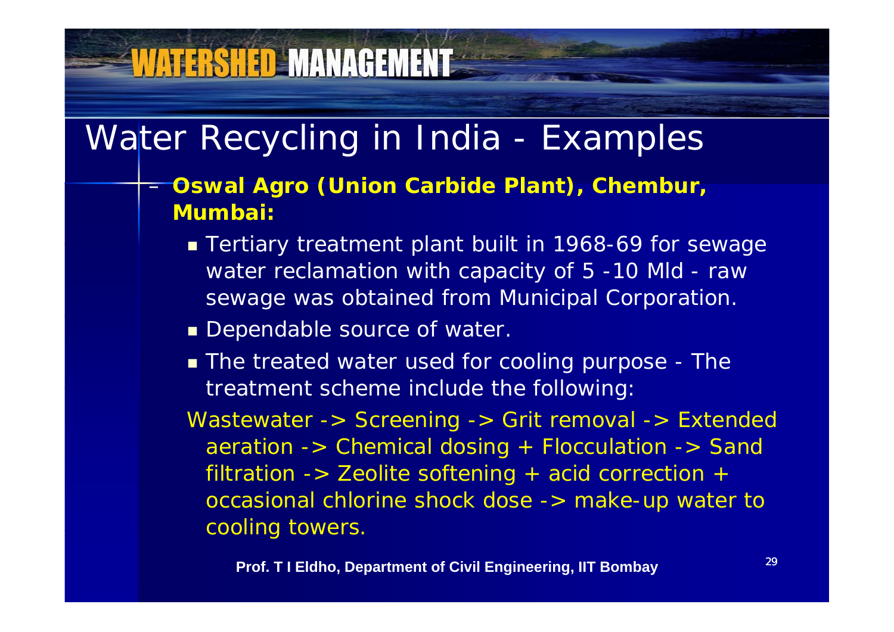# Water Recycling in India - Examples

- **Oswal Agro (Union Carbide Plant), Chembur, Mumbai:**
  - Tertiary treatment plant built in 1968-69 for sewage water reclamation with capacity of 5 -10 Mld - raw sewage was obtained from Municipal Corporation.
  - Dependable source of water.
  - The treated water used for cooling purpose - The treatment scheme include the following:

  Wastewater -> Screening -> Grit removal -> Extended aeration -> Chemical dosing + Flocculation -> Sand filtration -> Zeolite softening + acid correction + occasional chlorine shock dose -> make-up water to cooling towers.

**Prof. T I Eldho, Department of Civil Engineering, IIT Bombay**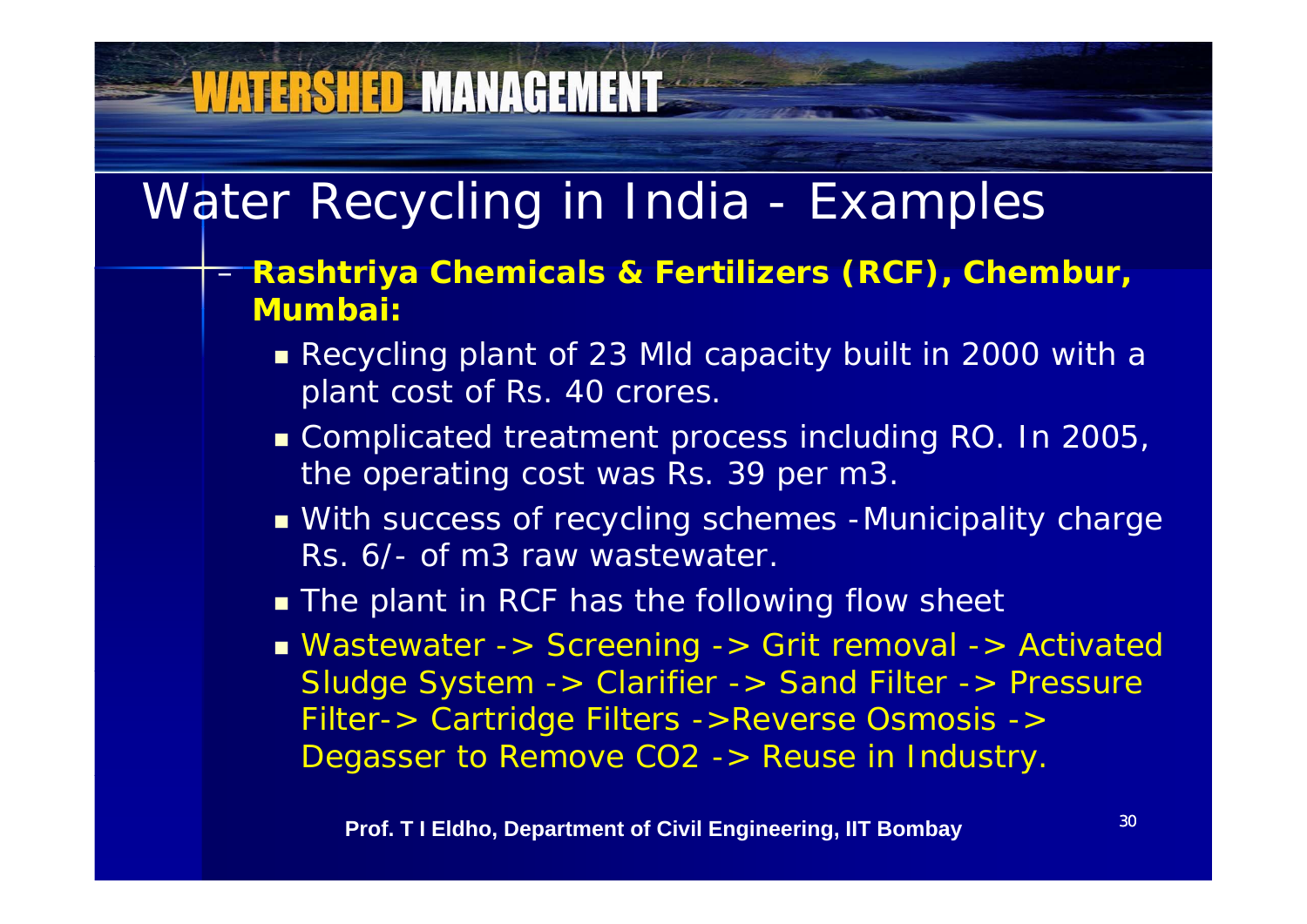# Water Recycling in India - Examples

- **Rashtriya Chemicals & Fertilizers (RCF), Chembur, Mumbai:**
  - Recycling plant of 23 Mld capacity built in 2000 with a plant cost of Rs. 40 crores.
  - Complicated treatment process including RO. In 2005, the operating cost was Rs. 39 per m3.
  - With success of recycling schemes -Municipality charge Rs. 6/- of m3 raw wastewater.
  - The plant in RCF has the following flow sheet
  - Wastewater -> Screening -> Grit removal -> Activated Sludge System -> Clarifier -> Sand Filter -> Pressure Filter-> Cartridge Filters ->Reverse Osmosis -> Degasser to Remove $CO_2$ -> Reuse in Industry.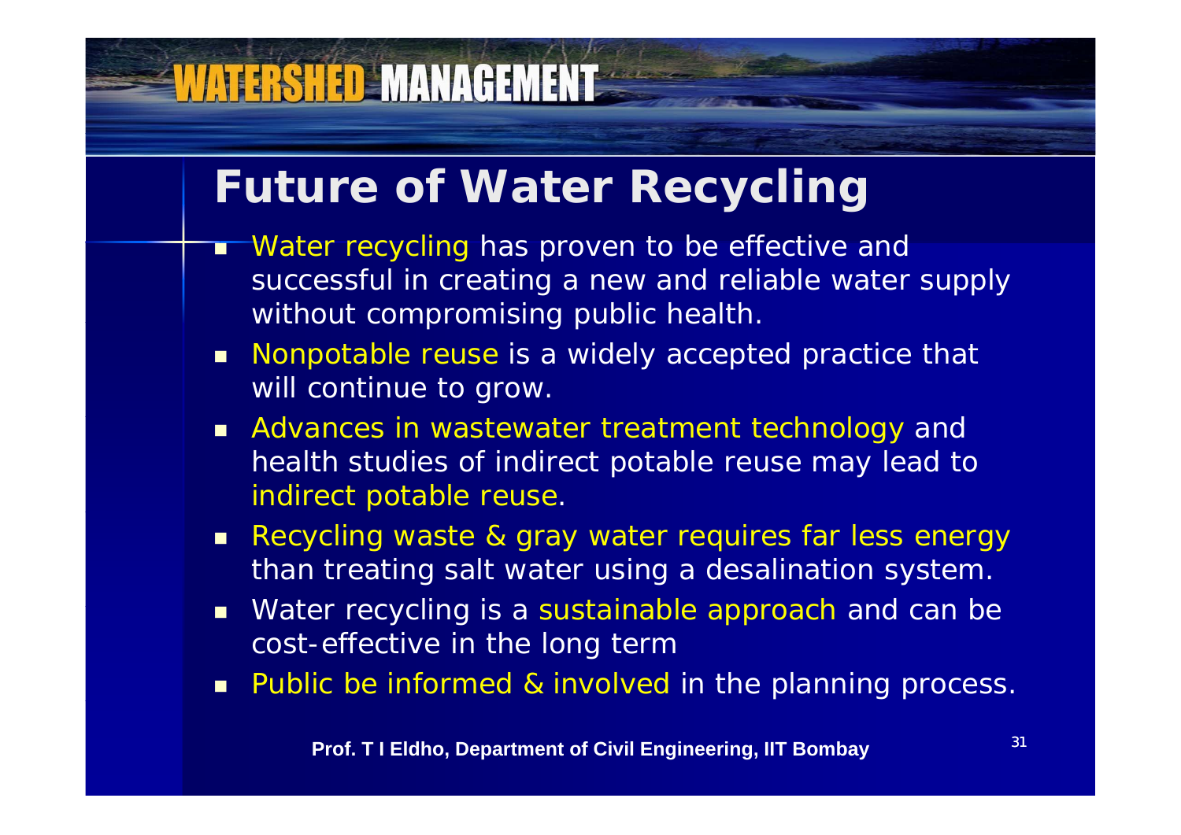# Future of Water Recycling

- Water recycling has proven to be effective and successful in creating a new and reliable water supply without compromising public health.
- Nonpotable reuse is a widely accepted practice that will continue to grow.
- Advances in wastewater treatment technology and health studies of indirect potable reuse may lead to indirect potable reuse.
- Recycling waste & gray water requires far less energy than treating salt water using a desalination system.
- Water recycling is a sustainable approach and can be cost-effective in the long term
- Public be informed & involved in the planning process.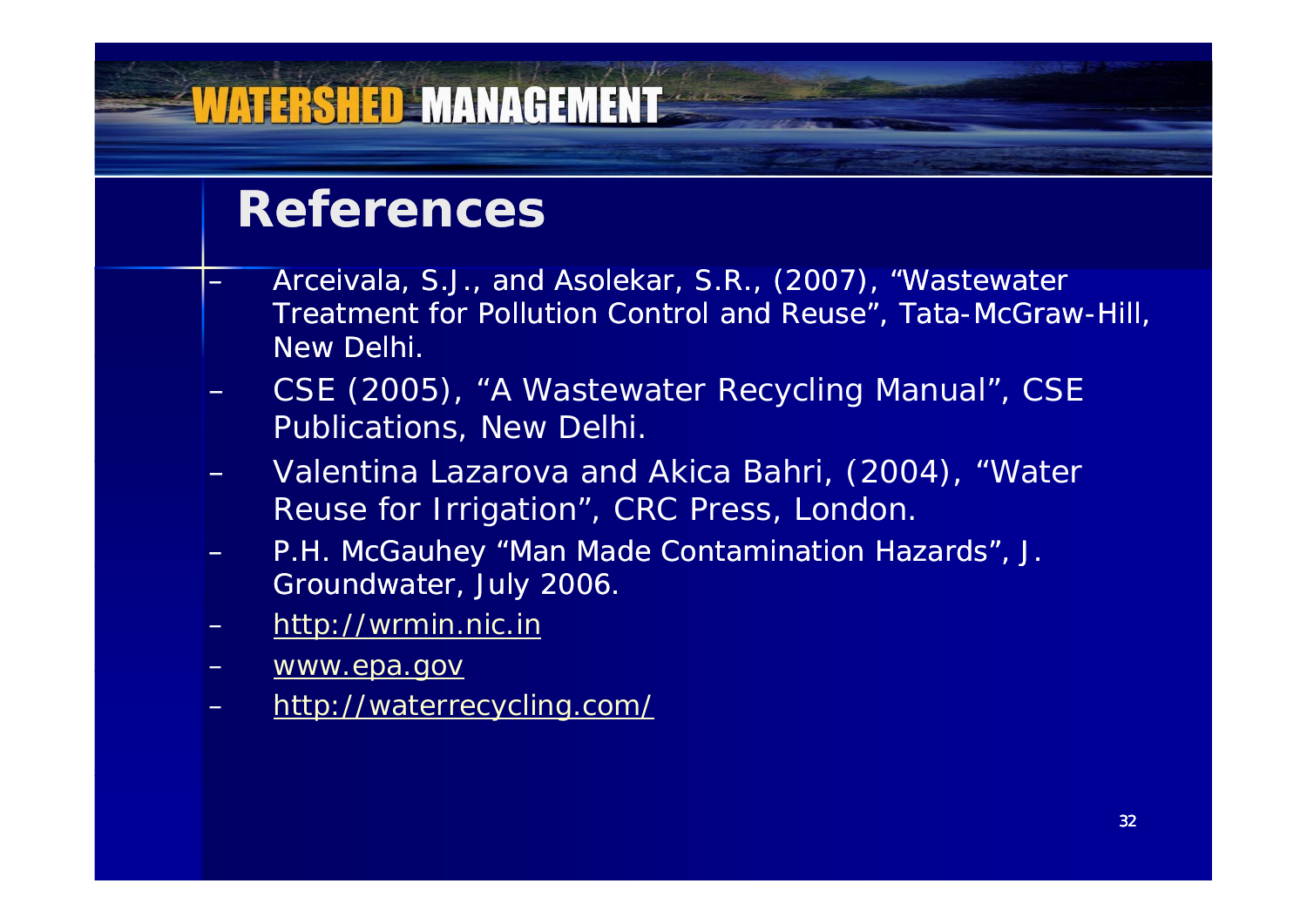## References

- Arceivala, S.J., and Asolekar, S.R., (2007), “Wastewater Treatment for Pollution Control and Reuse”, Tata-McGraw-Hill, New Delhi.
- CSE (2005), “A Wastewater Recycling Manual”, CSE Publications, New Delhi.
- Valentina Lazarova and Akica Bahri, (2004), “Water Reuse for Irrigation”, CRC Press, London.
- P.H. McGauhey “Man Made Contamination Hazards”, J. Groundwater, July 2006.
- http://wrmin.nic.in
- www.epa.gov
- http://waterrecycling.com/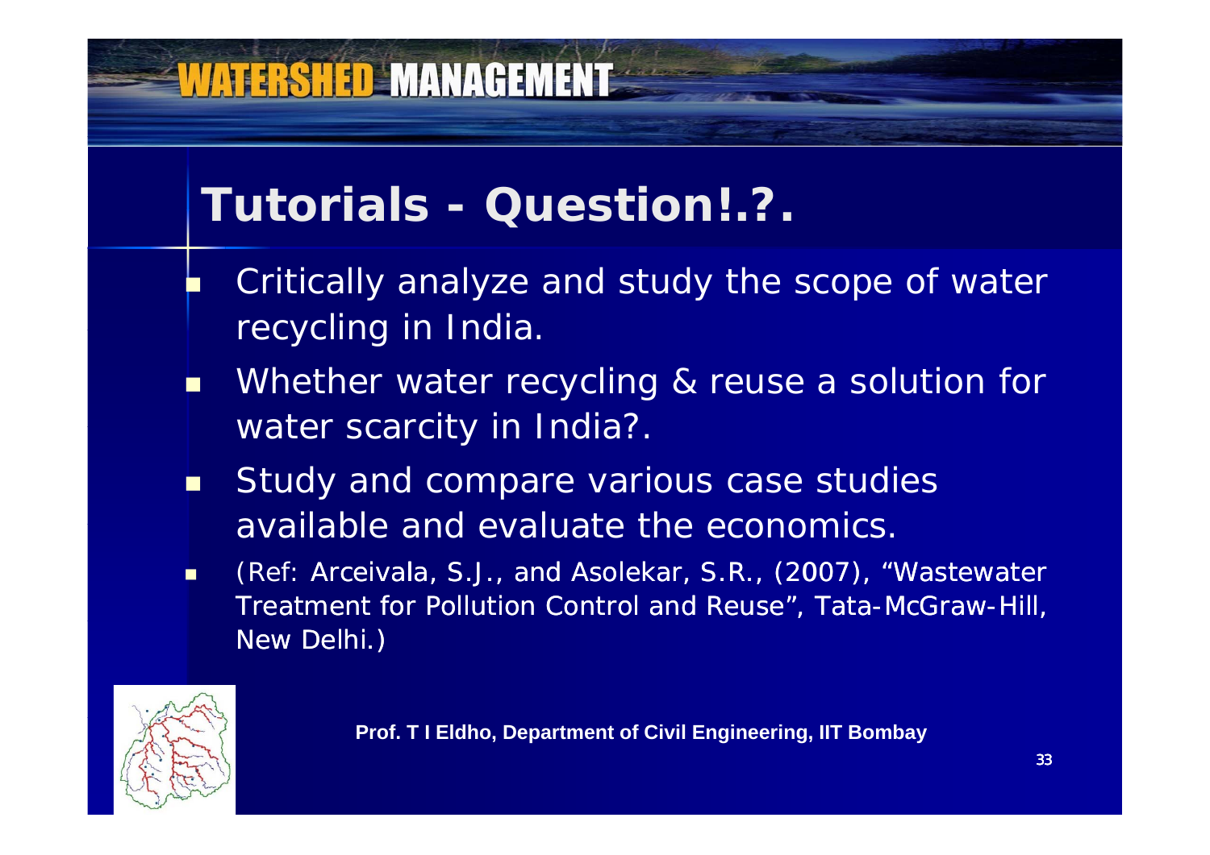# Tutorials - Question!.?.

- Critically analyze and study the scope of water recycling in India.
- Whether water recycling & reuse a solution for water scarcity in India?.
- Study and compare various case studies available and evaluate the economics.
- (Ref: Arceivala, S.J., and Asolekar, S.R., (2007), "Wastewater Treatment for Pollution Control and Reuse", Tata-McGraw-Hill, New Delhi.)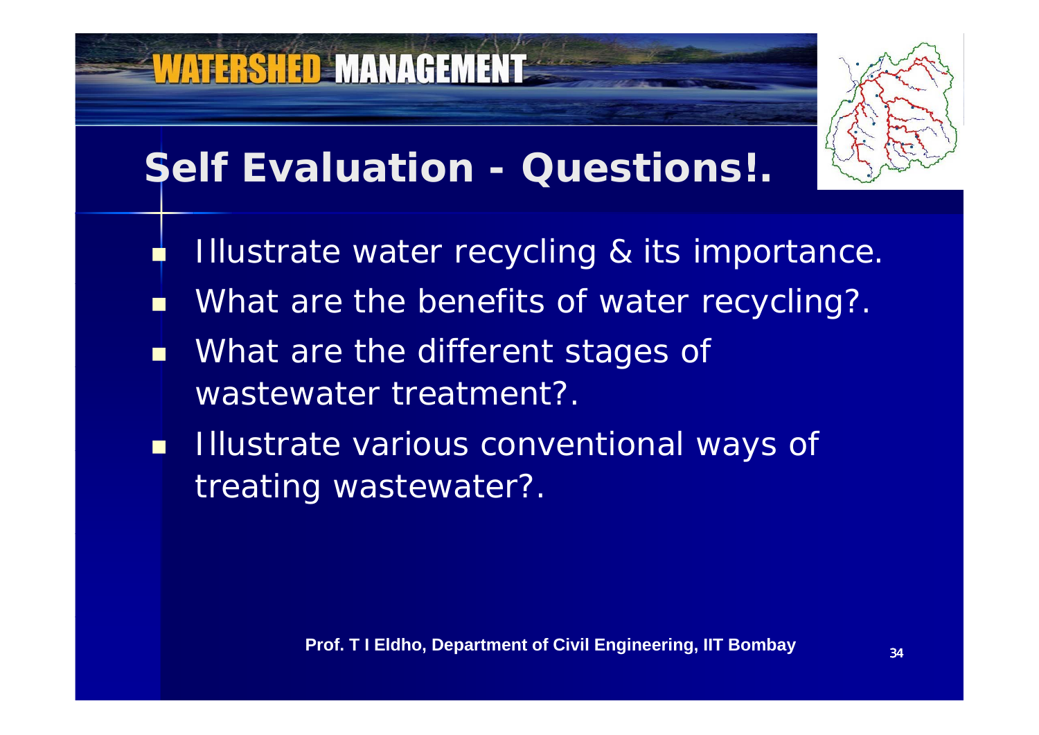# Self Evaluation - Questions!.

- Illustrate water recycling & its importance.
- What are the benefits of water recycling?.
- What are the different stages of wastewater treatment?.
- Illustrate various conventional ways of treating wastewater?.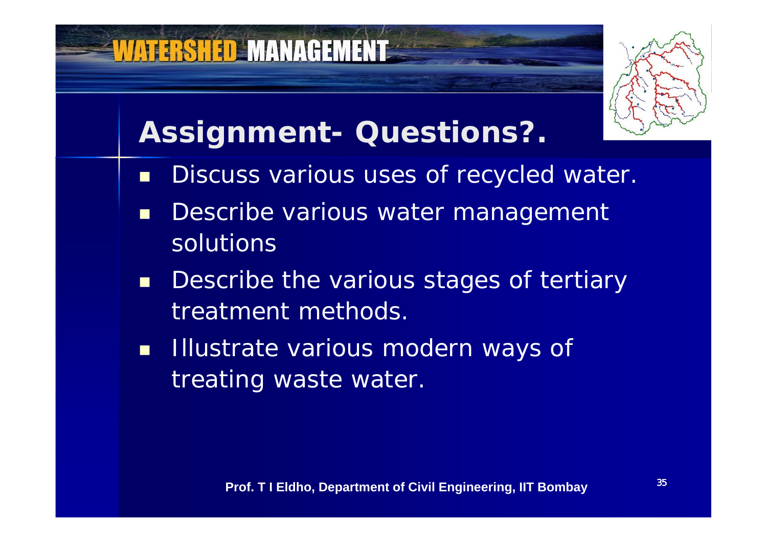## Assignment- Questions?.

- Discuss various uses of recycled water.
- Describe various water management solutions
- Describe the various stages of tertiary treatment methods.
- Illustrate various modern ways of treating waste water.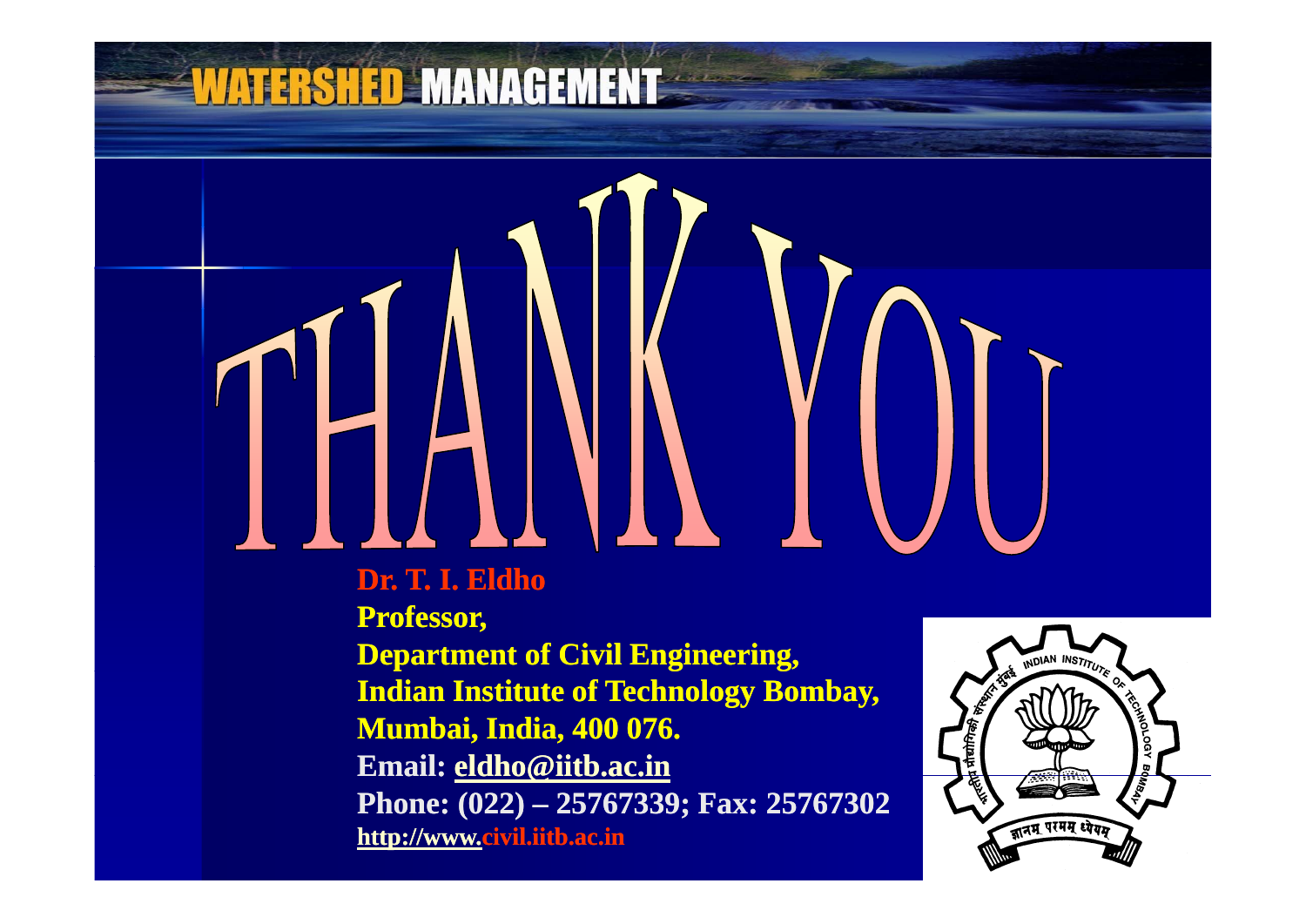# THANK YOU

**Dr. T. I. Eldho**

**Professor,**

**Department of Civil Engineering,**

**Indian Institute of Technology Bombay,**

**Mumbai, India, 400 076.**

**Email: eldho@iitb.ac.in**

**Phone: (022) – 25767339; Fax: 25767302**

**http://www.civil.iitb.ac.in**